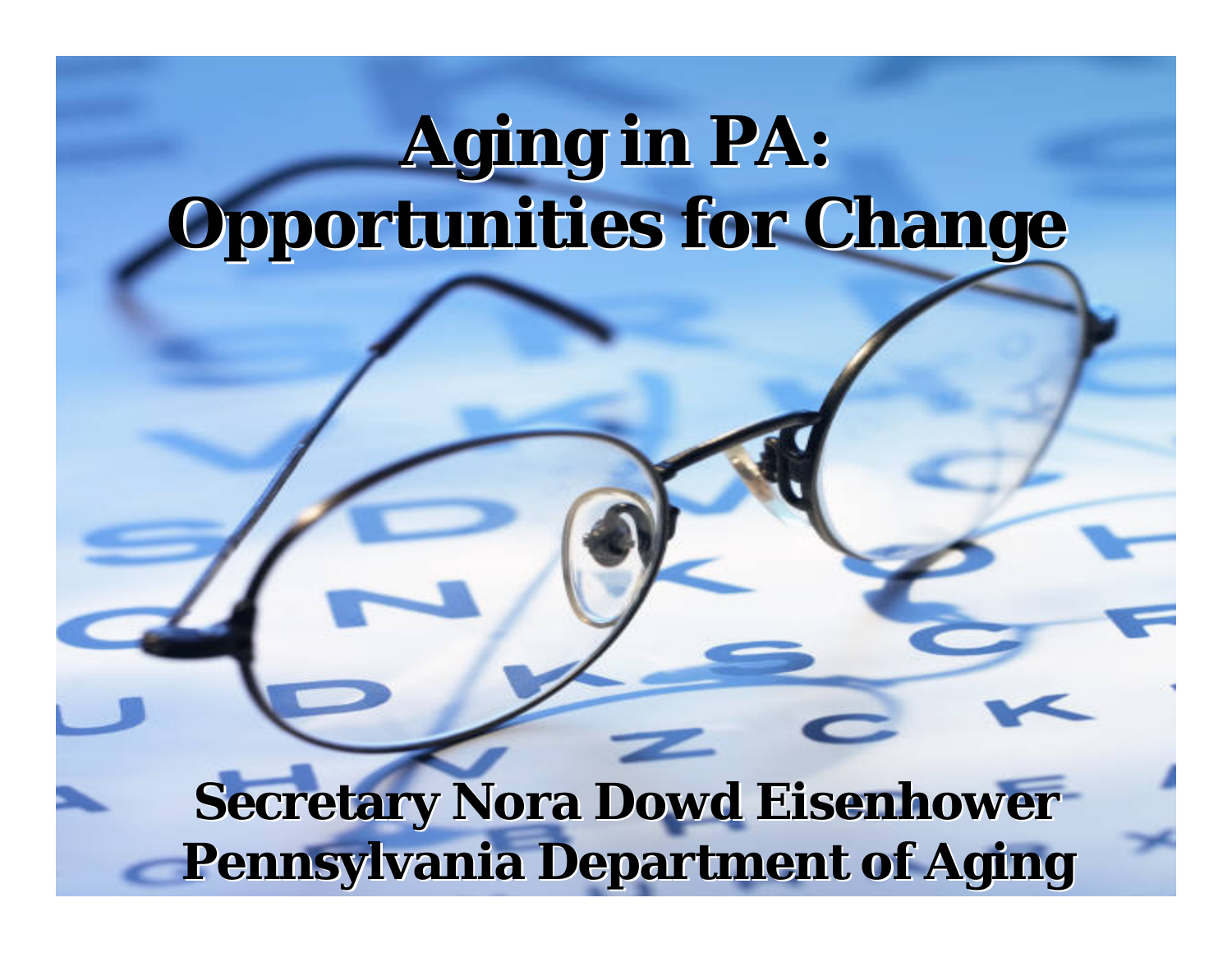# Aging in PA: Opportunities for Change

**Secretary Nora Dowd Eisenhower**
**Pennsylvania Department of Aging**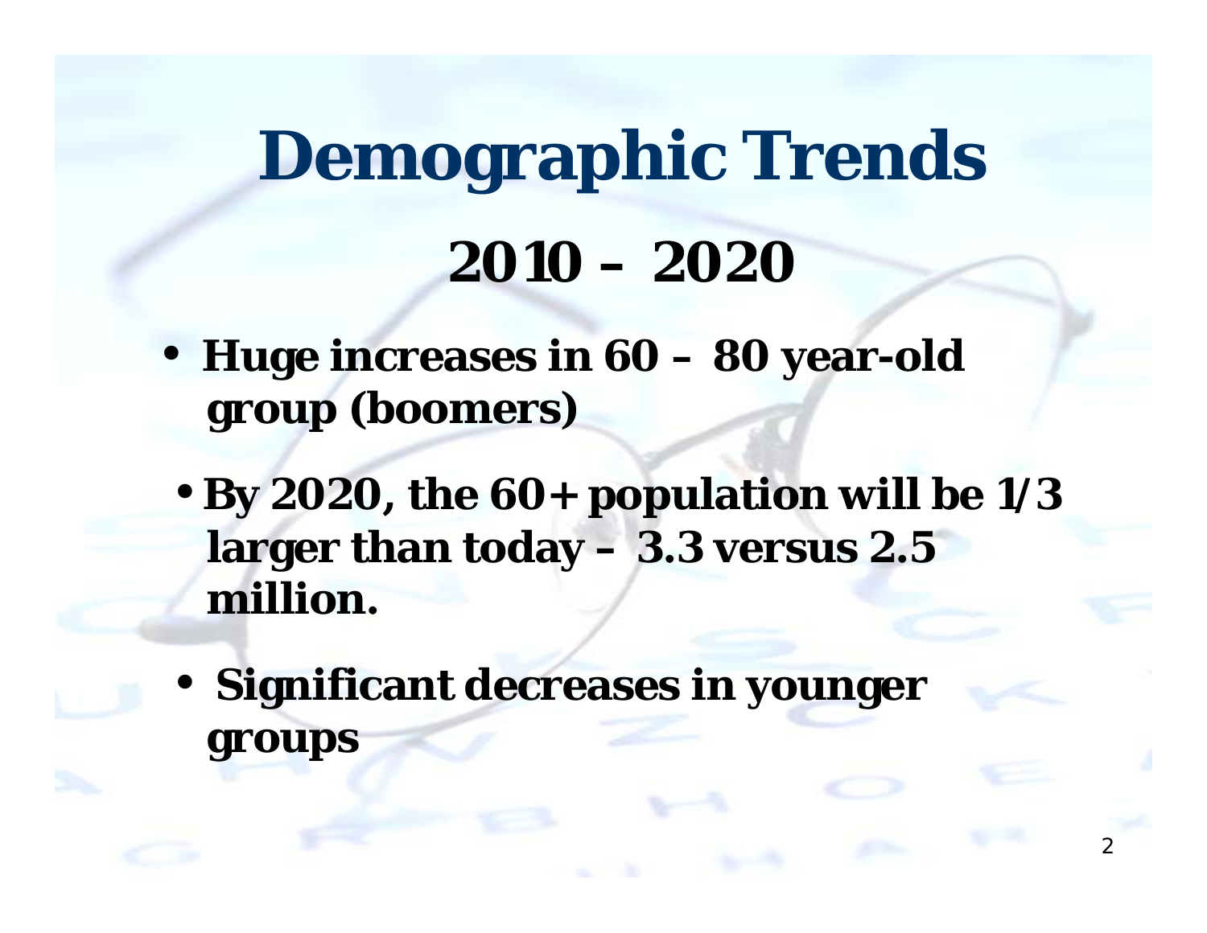# Demographic Trends

## 2010 – 2020

- **Huge increases in 60 – 80 year-old group (boomers)**
  - **By 2020, the 60+ population will be 1/3 larger than today – 3.3 versus 2.5 million.**
- **Significant decreases in younger groups**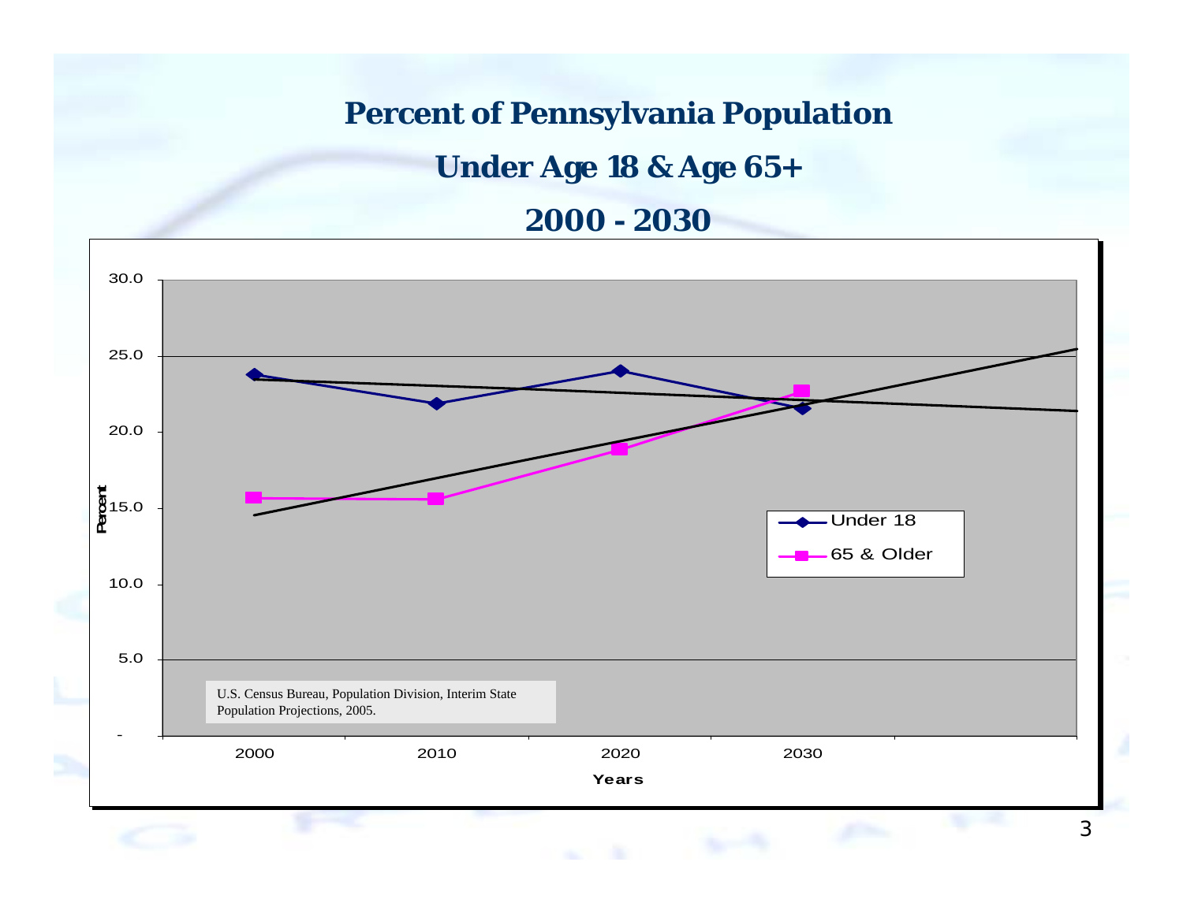# Percent of Pennsylvania Population

## Under Age 18 & Age 65+

## 2000 - 2030

Percent

30.0
25.0
20.0
15.0
10.0
5.0
-

2000 2010 2020 2030

Years

Under 18
65 & Older

U.S. Census Bureau, Population Division, Interim State Population Projections, 2005.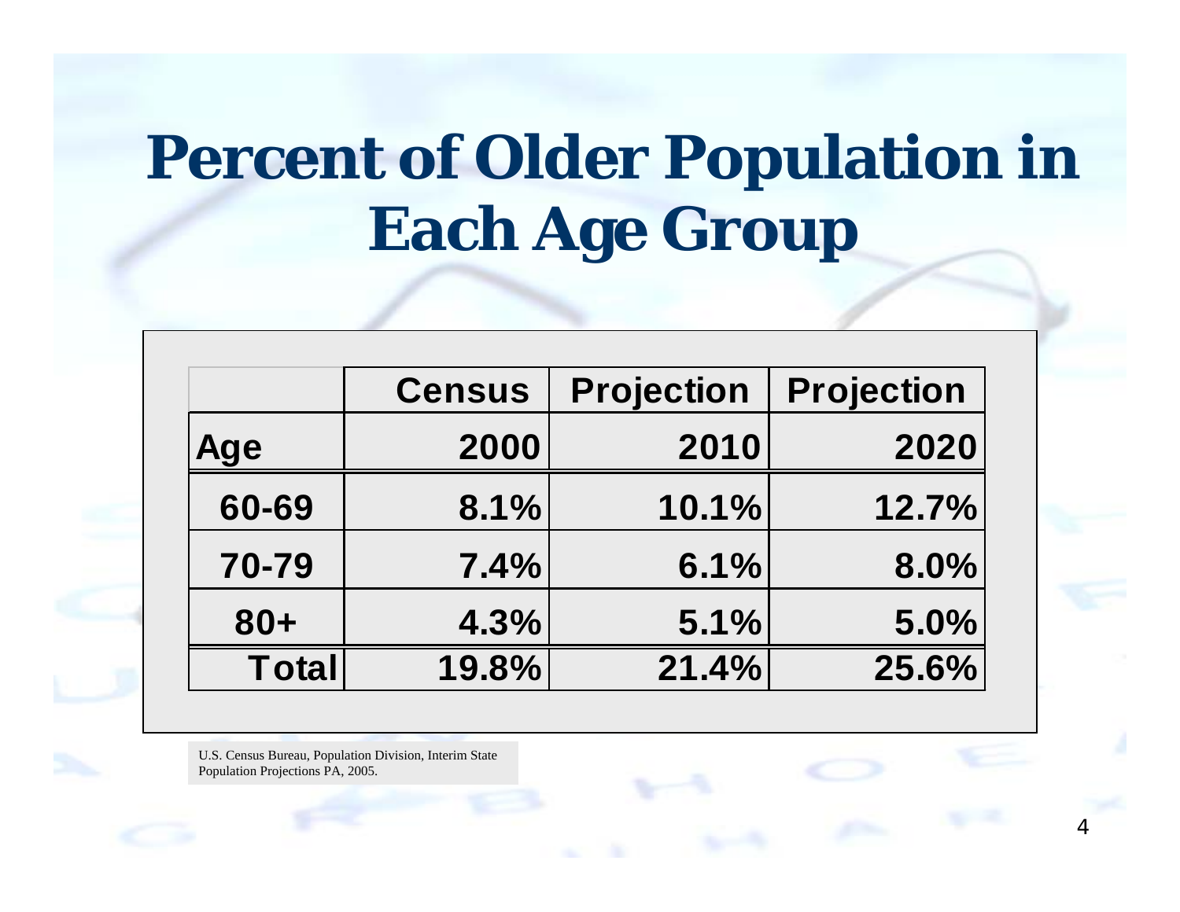# Percent of Older Population in Each Age Group

|  | Census | Projection | Projection |
|---|---|---|---|
| Age | 2000 | 2010 | 2020 |
| 60-69 | 8.1% | 10.1% | 12.7% |
| 70-79 | 7.4% | 6.1% | 8.0% |
| 80+ | 4.3% | 5.1% | 5.0% |
| Total | 19.8% | 21.4% | 25.6% |

U.S. Census Bureau, Population Division, Interim State Population Projections PA, 2005.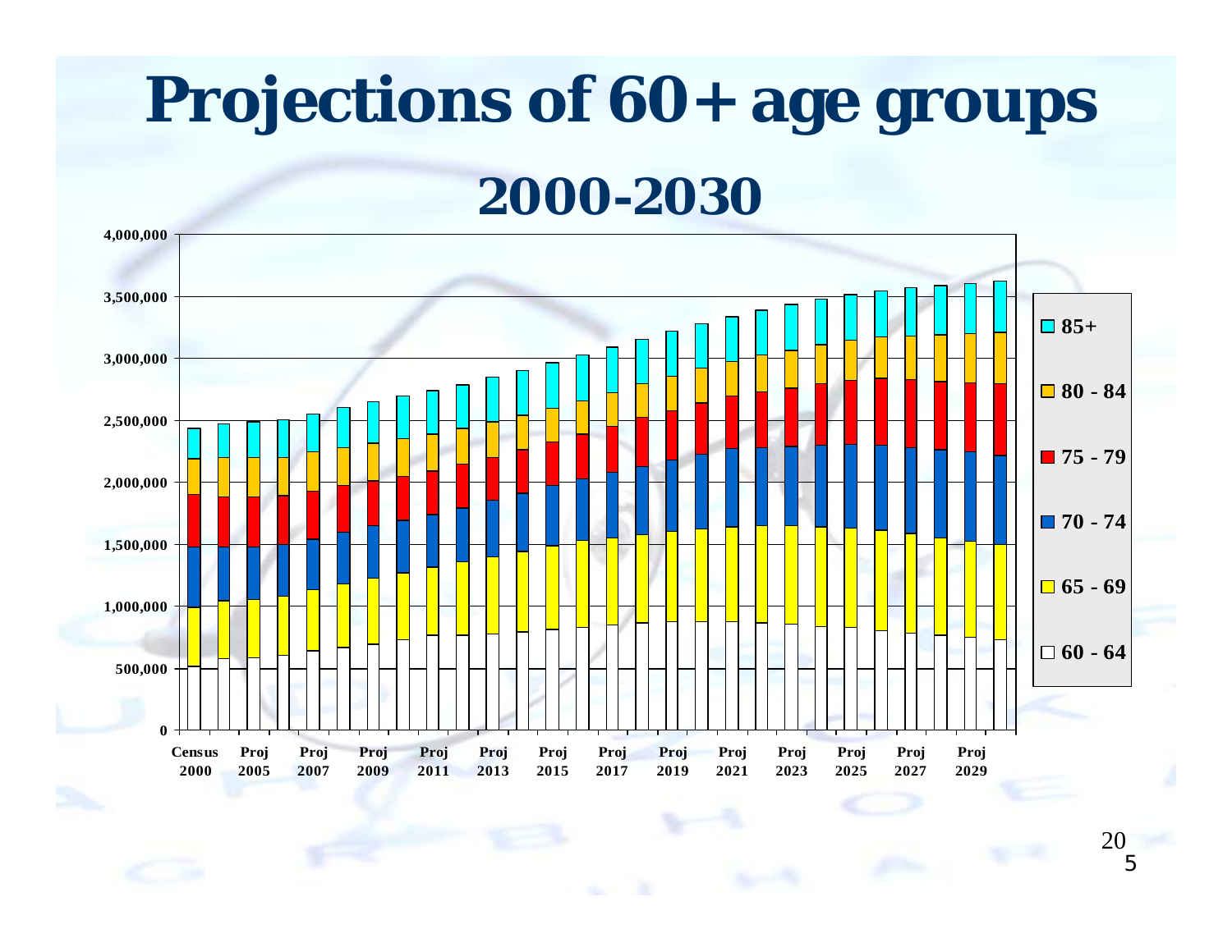# Projections of 60+ age groups 2000-2030

4,000,000
3,500,000
3,000,000
2,500,000
2,000,000
1,500,000
1,000,000
500,000
0

Census 2000, Proj 2005, Proj 2007, Proj 2009, Proj 2011, Proj 2013, Proj 2015, Proj 2017, Proj 2019, Proj 2021, Proj 2023, Proj 2025, Proj 2027, Proj 2029

- 85+
- 80 - 84
- 75 - 79
- 70 - 74
- 65 - 69
- 60 - 64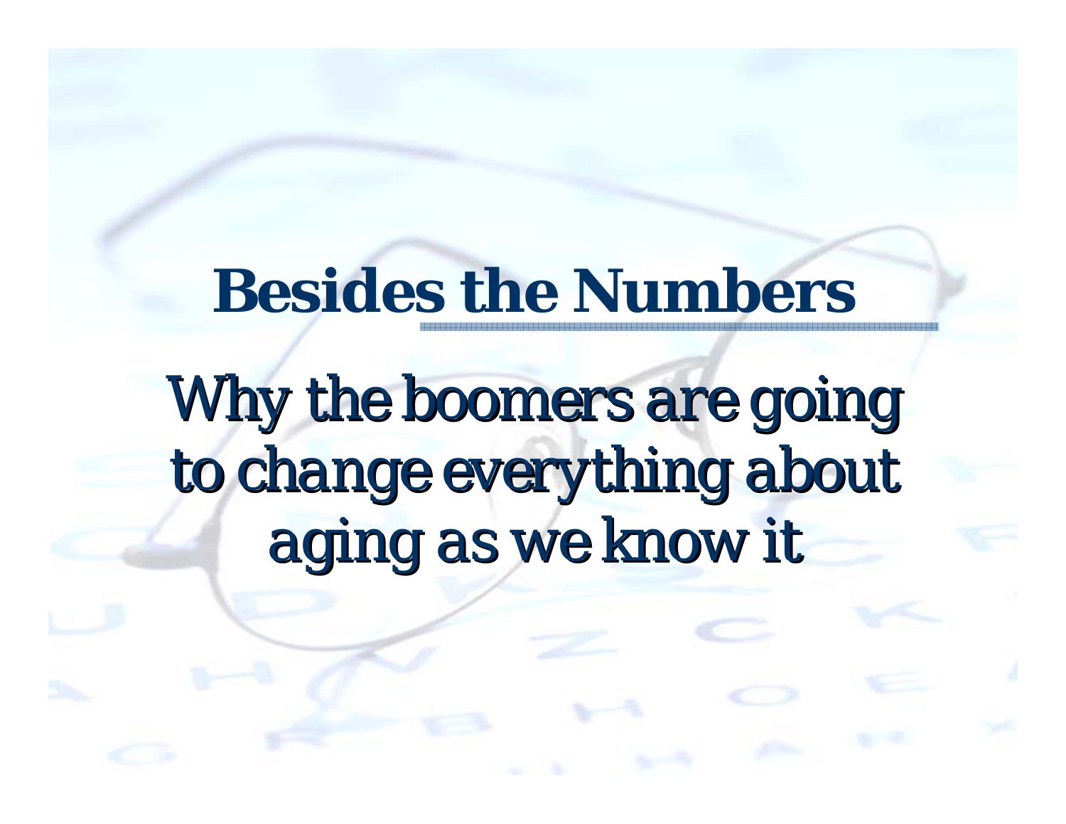# Besides the Numbers

Why the boomers are going to change everything about aging as we know it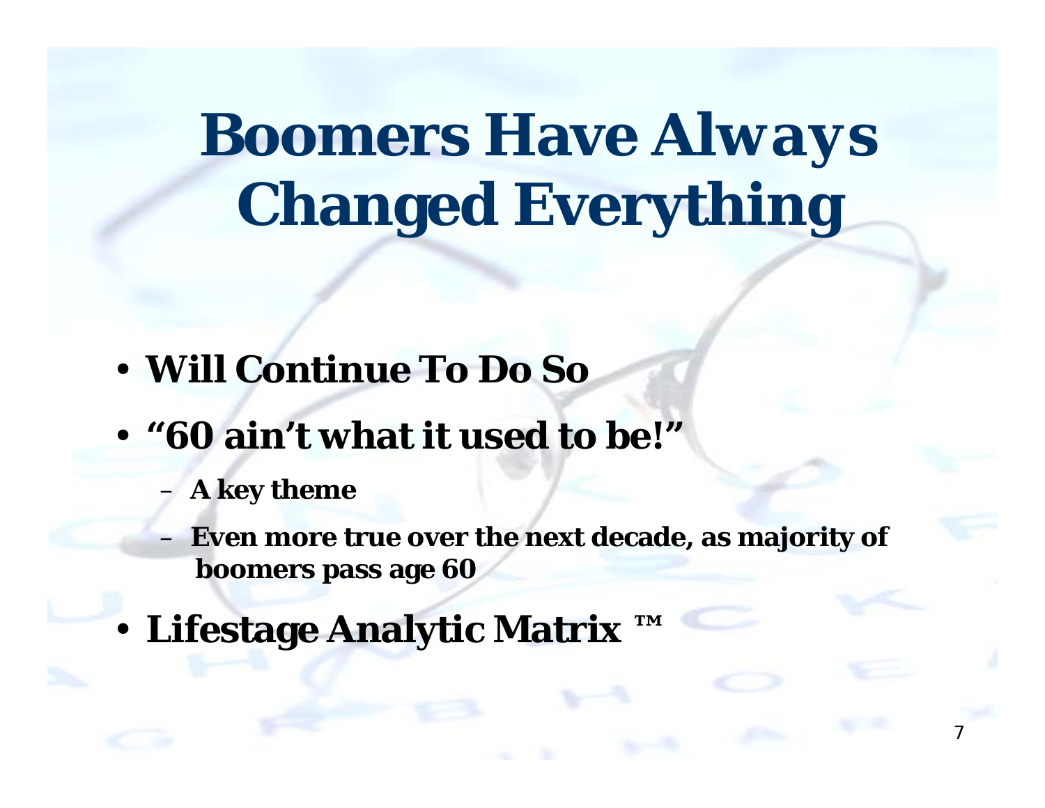# Boomers Have Always Changed Everything

- **Will Continue To Do So**
- **"60 ain't what it used to be!"**
  - **A key theme**
  - **Even more true over the next decade, as majority of boomers pass age 60**
- **Lifestage Analytic Matrix ™**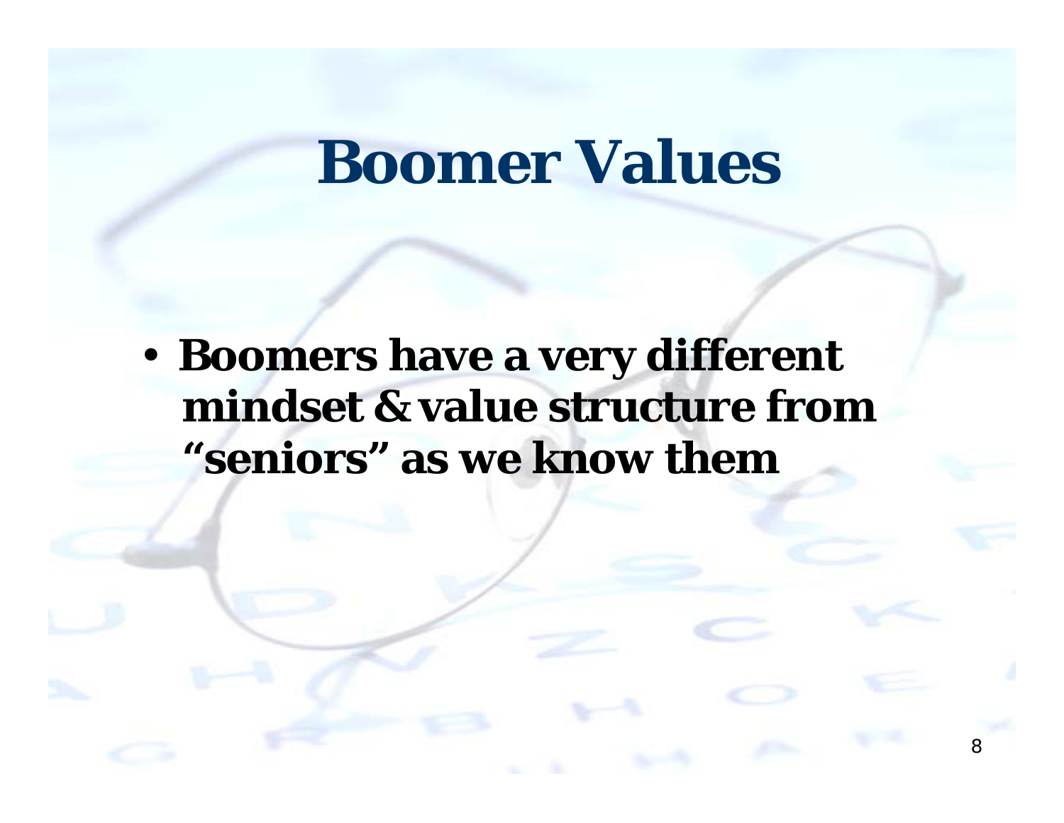# Boomer Values

- **Boomers have a very different mindset & value structure from "seniors" as we know them**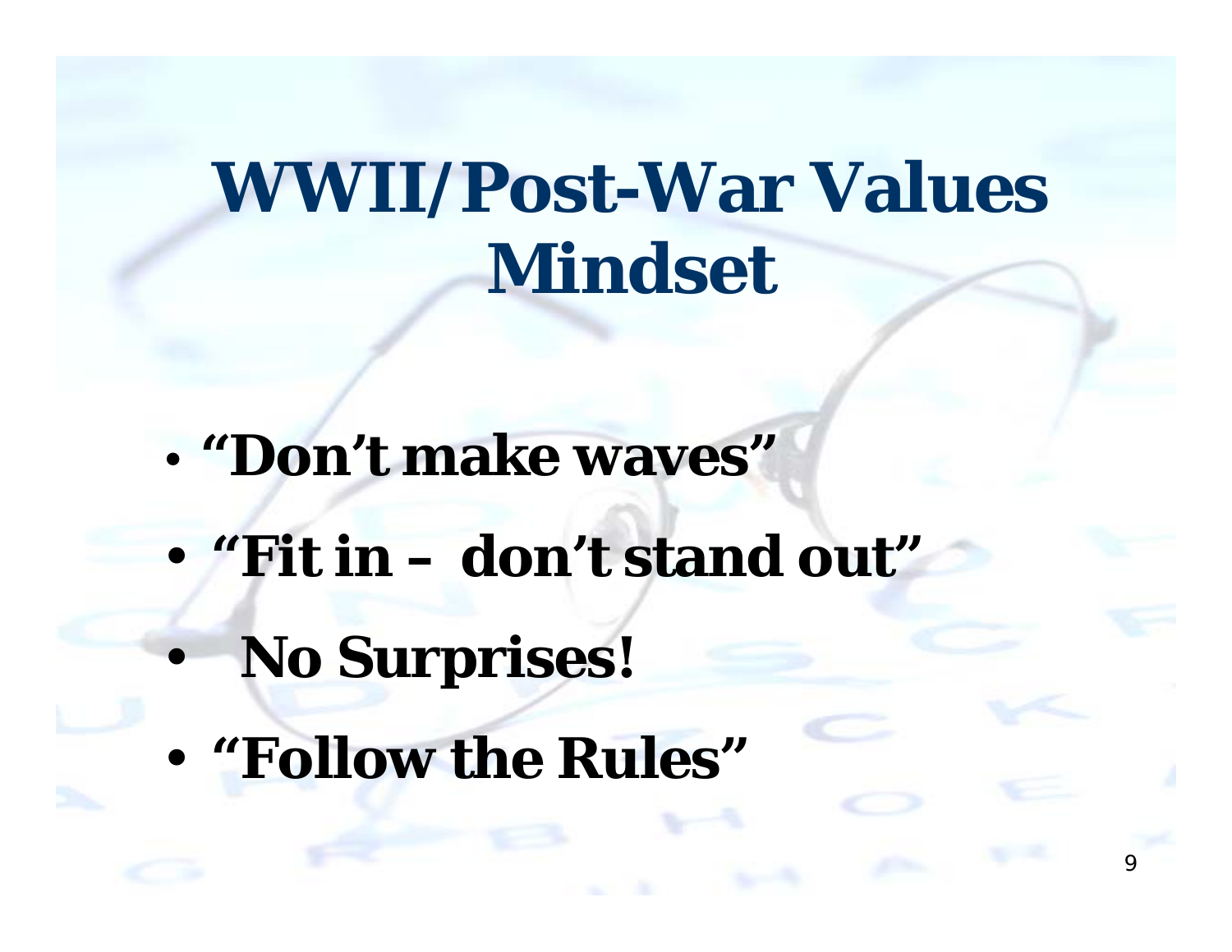# WWII/Post-War Values Mindset

- **"Don't make waves"**
- **"Fit in – don't stand out"**
- **No Surprises!**
- **"Follow the Rules"**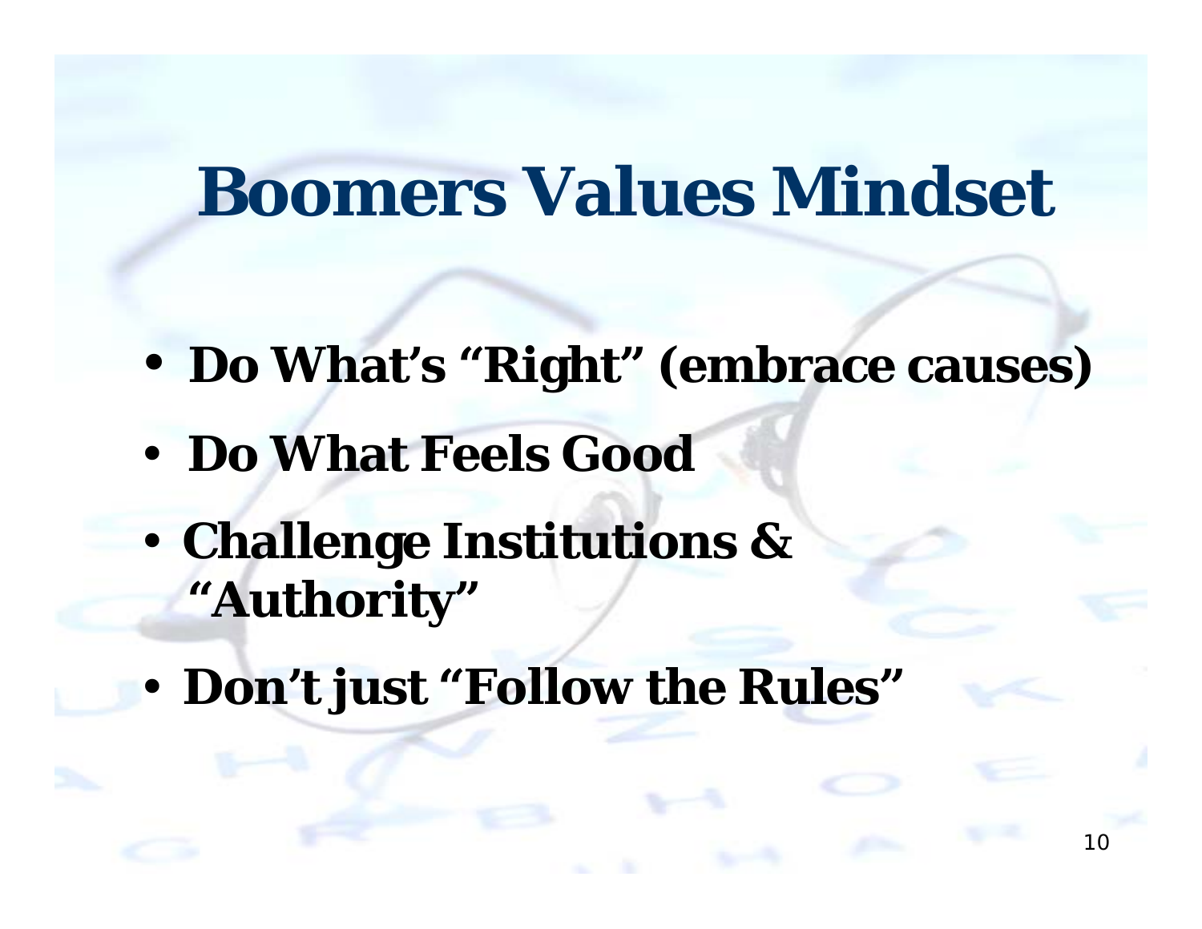# Boomers Values Mindset

- **Do What's "Right" (embrace causes)**
- **Do What Feels Good**
- **Challenge Institutions & "Authority"**
- **Don't just "Follow the Rules"**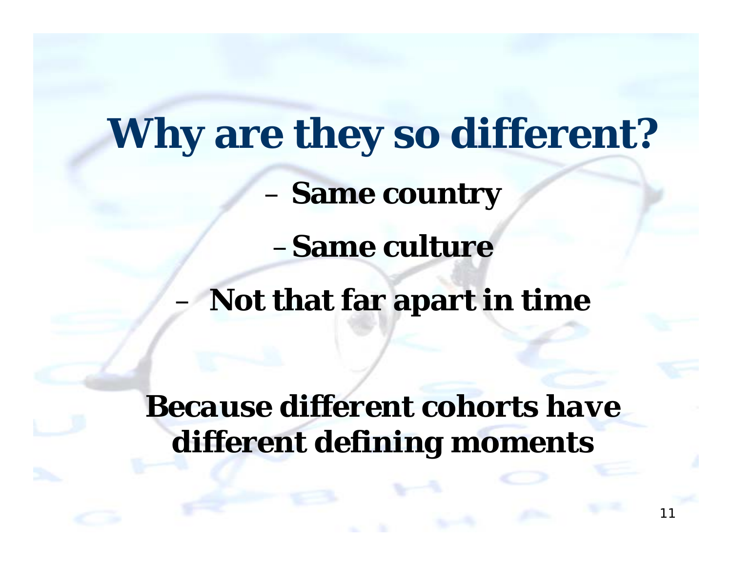# Why are they so different?

- **Same country**
- **Same culture**
- **Not that far apart in time**

**Because different cohorts have different defining moments**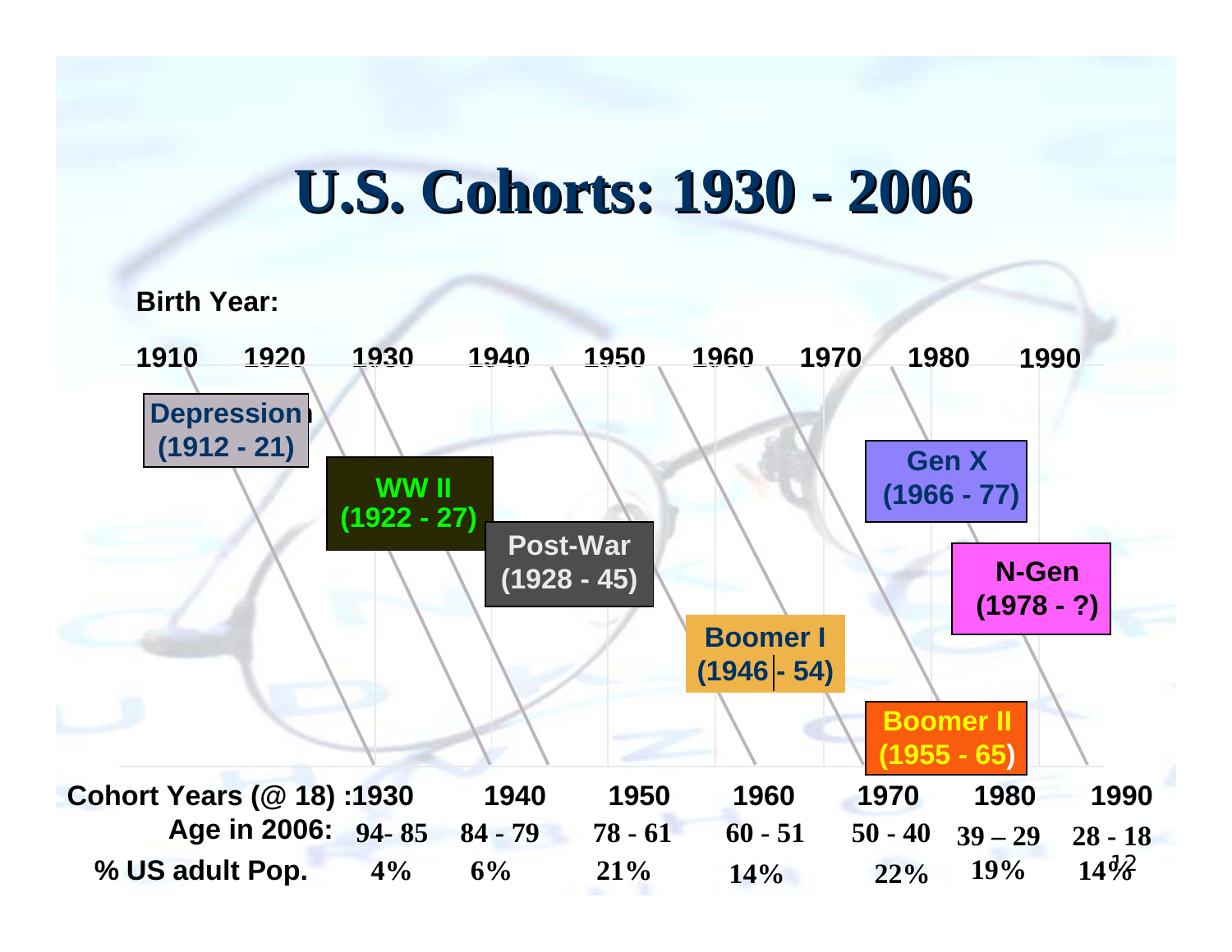# U.S. Cohorts: 1930 - 2006

**Birth Year:**

1910 1920 1930 1940 1950 1960 1970 1980 1990

**Depression (1912 - 21)**

**WW II (1922 - 27)**

**Post-War (1928 - 45)**

**Boomer I (1946 - 54)**

**Boomer II (1955 - 65)**

**Gen X (1966 - 77)**

**N-Gen (1978 - ?)**

| Cohort Years (@ 18) : | 1930 | 1940 | 1950 | 1960 | 1970 | 1980 | 1990 |
|---|---|---|---|---|---|---|---|
| Age in 2006: | 94- 85 | 84 - 79 | 78 - 61 | 60 - 51 | 50 - 40 | 39 – 29 | 28 - 18 |
| % US adult Pop. | 4% | 6% | 21% | 14% | 22% | 19% | 14% |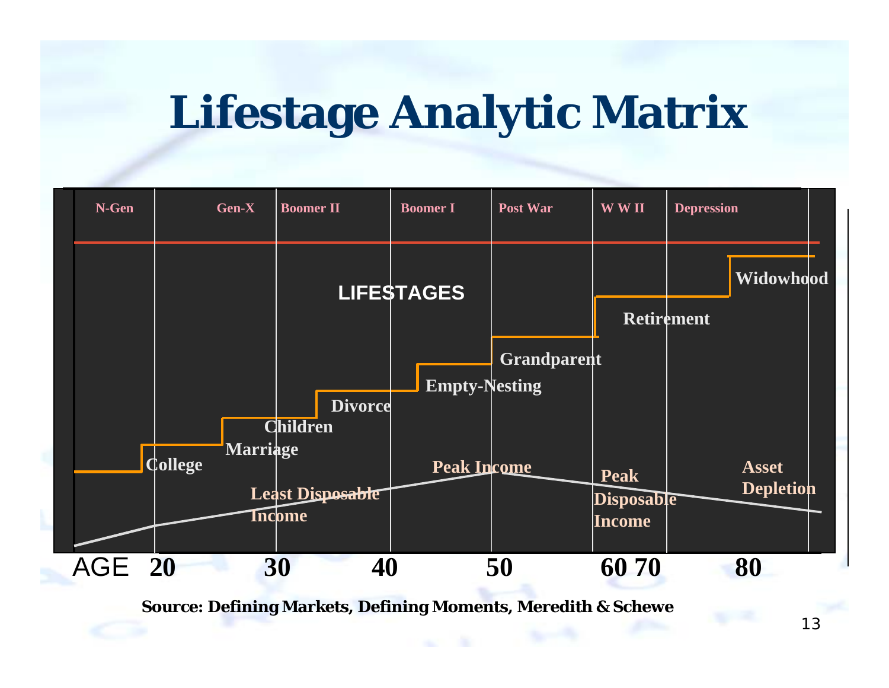# Lifestage Analytic Matrix

N-Gen | Gen-X | Boomer II | Boomer I | Post War | W W II | Depression

LIFESTAGES

College, Marriage, Children, Divorce, Empty-Nesting, Grandparent, Retirement, Widowhood

Least Disposable Income, Peak Income, Peak Disposable Income, Asset Depletion

AGE 20 30 40 50 60 70 80

**Source: Defining Markets, Defining Moments, Meredith & Schewe**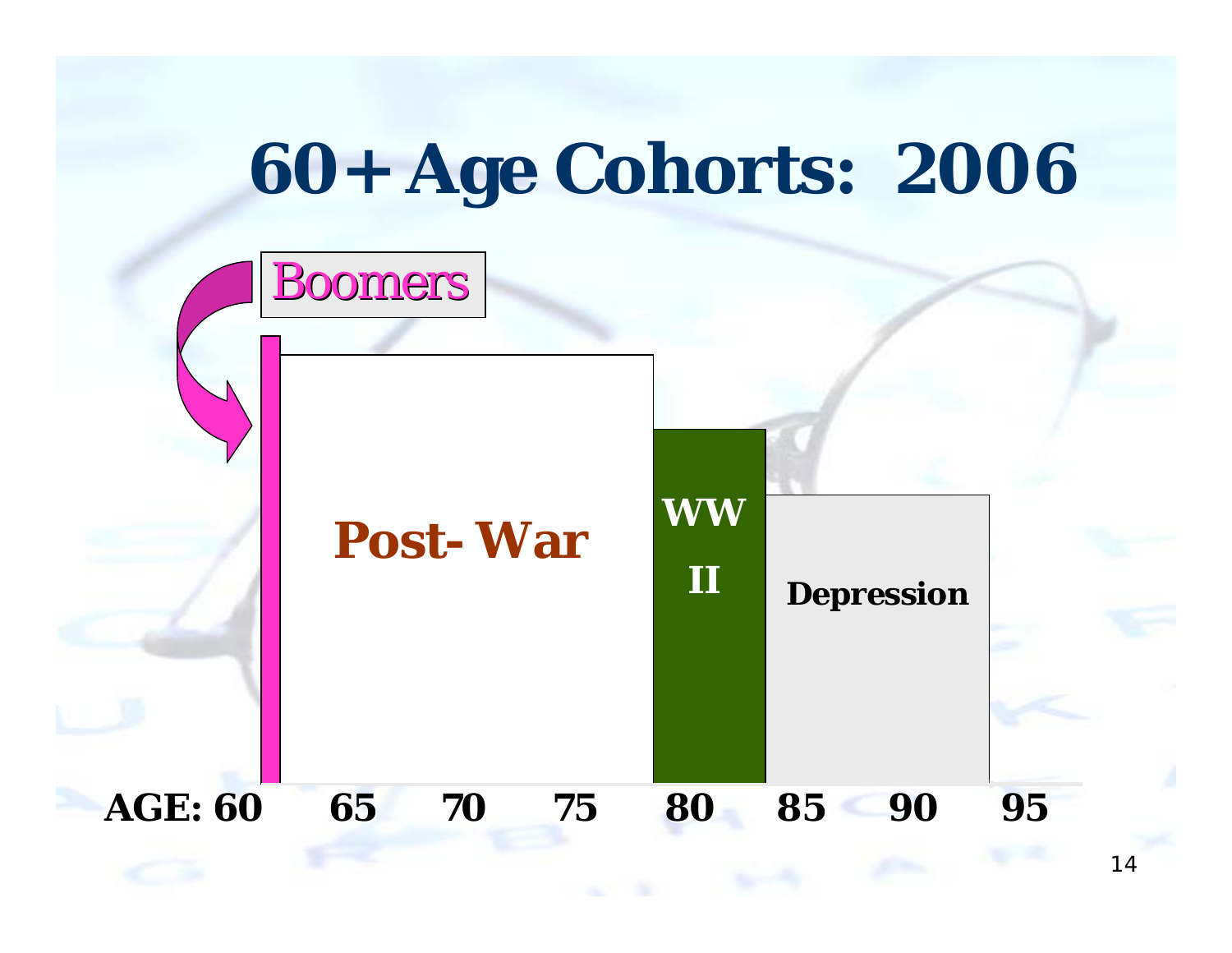# 60+ Age Cohorts: 2006

Boomers

Post-War

WW II

Depression

AGE: 60 65 70 75 80 85 90 95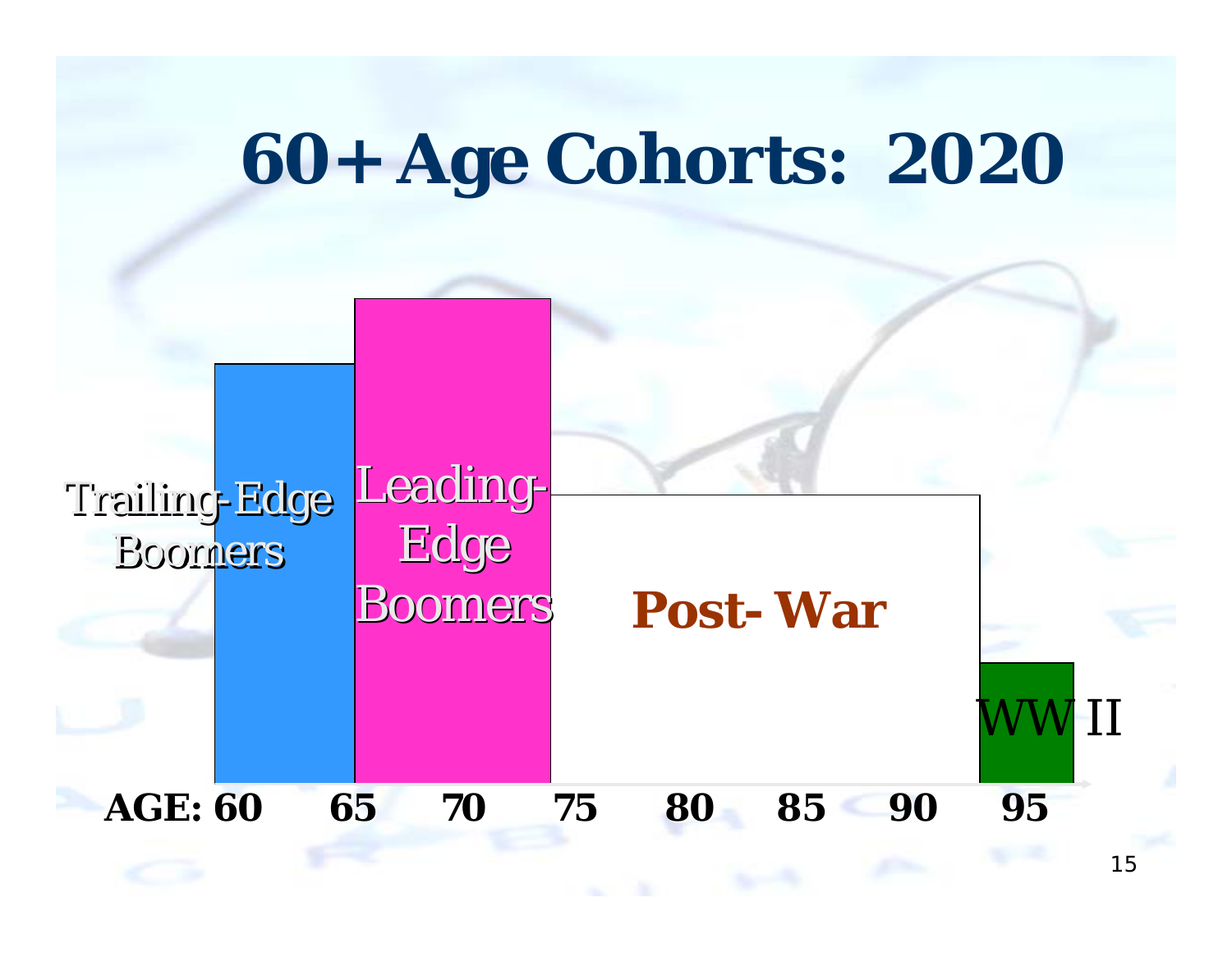# 60+ Age Cohorts: 2020

Trailing-Edge Boomers

Leading-Edge Boomers

**Post-War**

WW II

**AGE: 60 65 70 75 80 85 90 95**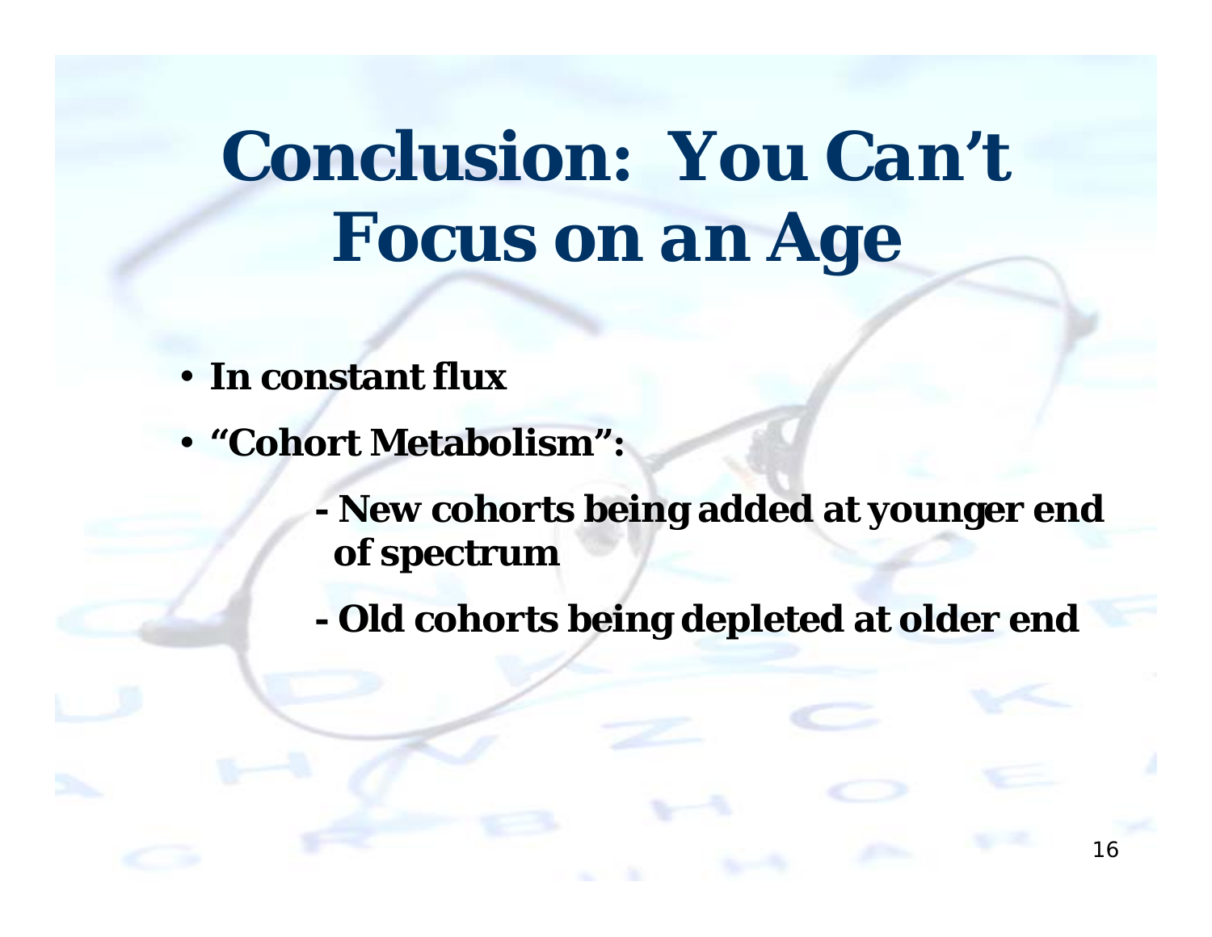# Conclusion: You Can't Focus on an Age

- **In constant flux**
- **"Cohort Metabolism":**
  - **New cohorts being added at younger end of spectrum**
  - **Old cohorts being depleted at older end**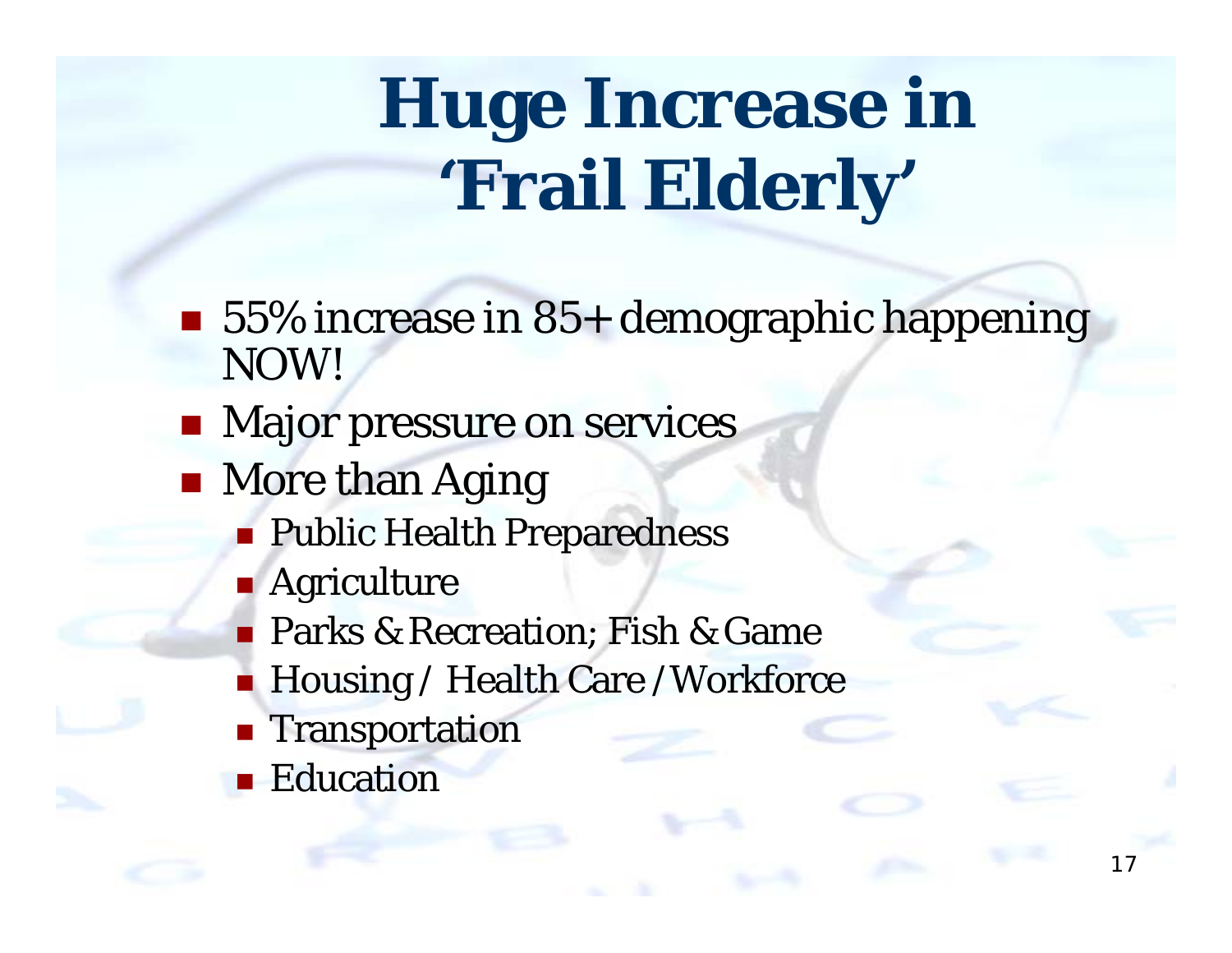# Huge Increase in 'Frail Elderly'

- 55% increase in 85+ demographic happening NOW!
- Major pressure on services
- More than Aging
  - Public Health Preparedness
  - Agriculture
  - Parks & Recreation; Fish & Game
  - Housing / Health Care /Workforce
  - Transportation
  - Education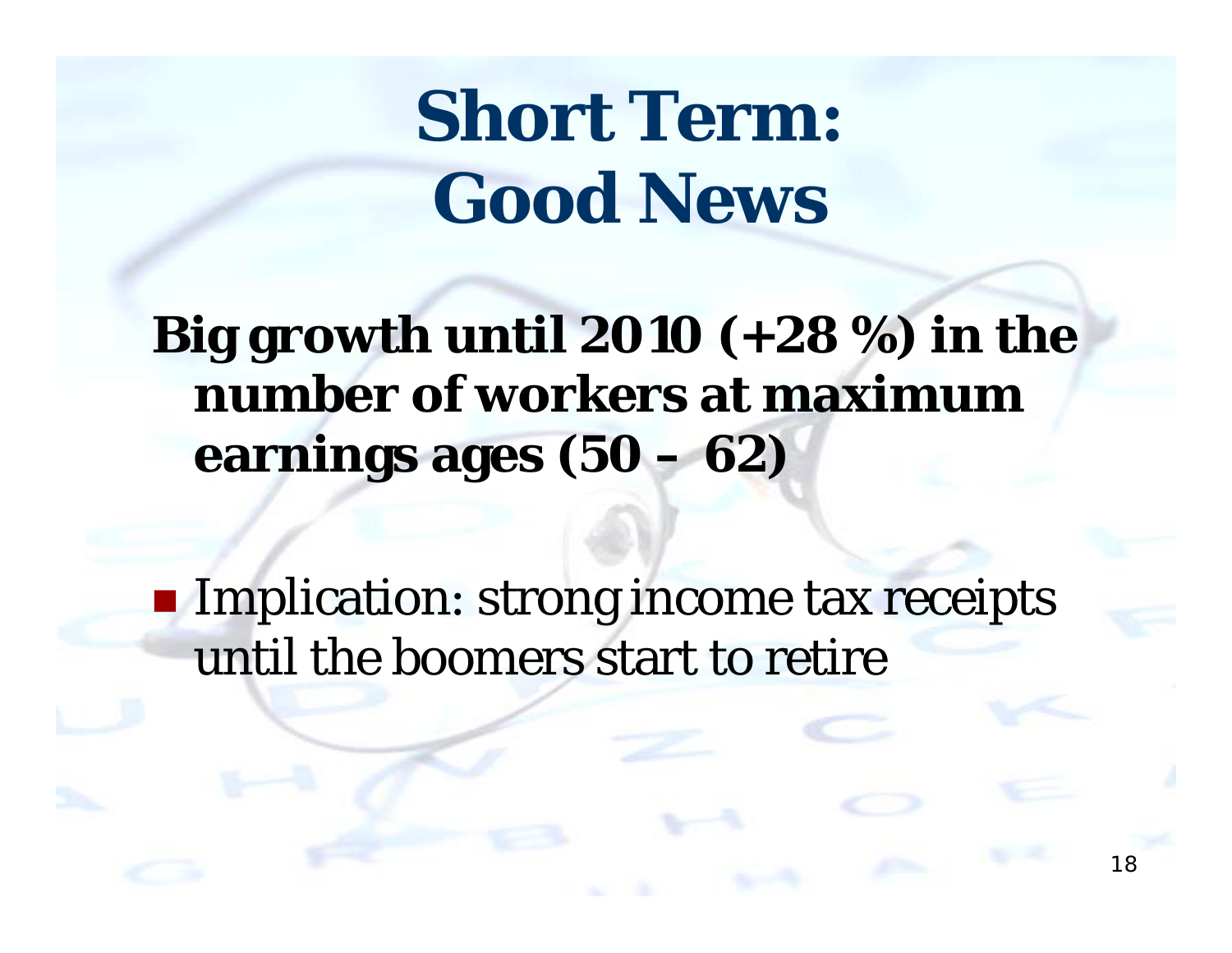# Short Term: Good News

**Big growth until 2010 (+28 %) in the number of workers at maximum earnings ages (50 – 62)**

- Implication: strong income tax receipts until the boomers start to retire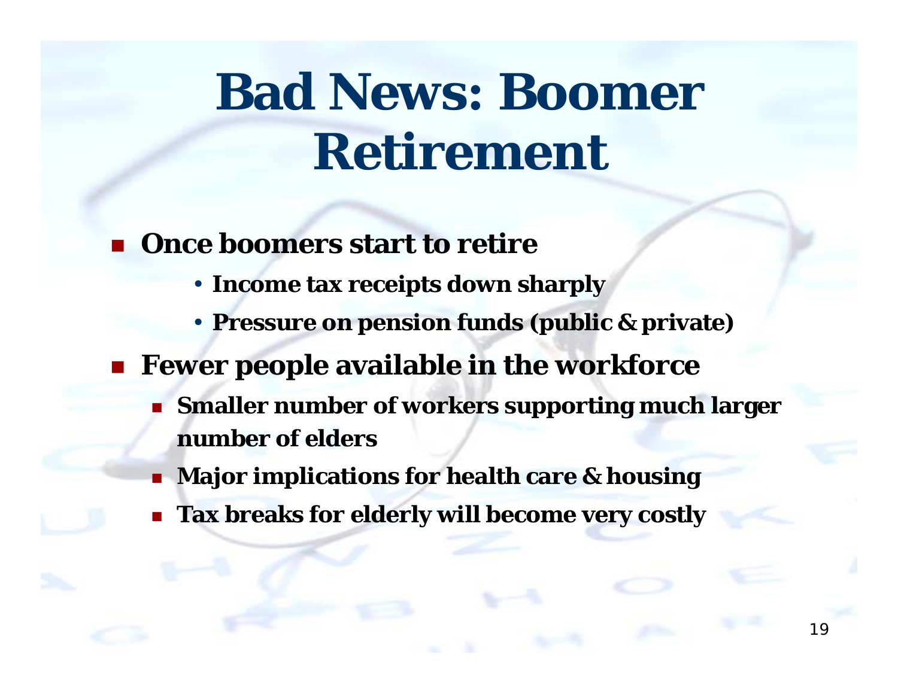# Bad News: Boomer Retirement

- **Once boomers start to retire**
  - **Income tax receipts down sharply**
  - **Pressure on pension funds (public & private)**
- **Fewer people available in the workforce**
  - **Smaller number of workers supporting much larger number of elders**
  - **Major implications for health care & housing**
  - **Tax breaks for elderly will become very costly**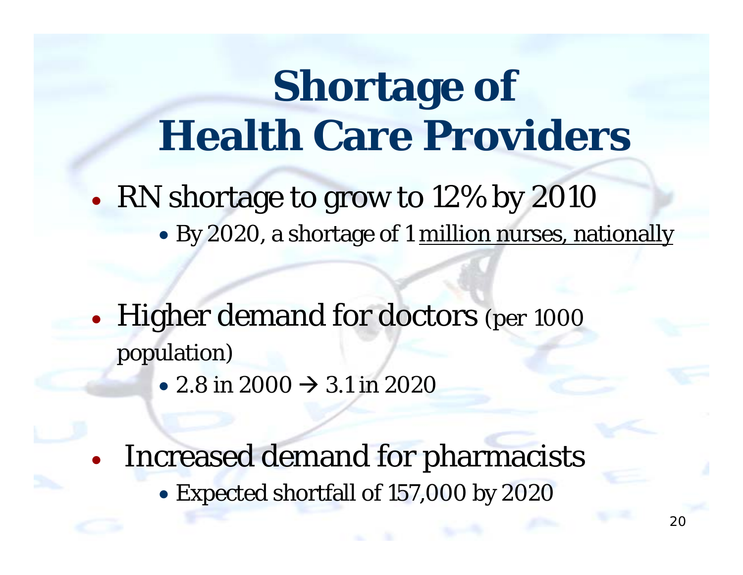# Shortage of Health Care Providers

- RN shortage to grow to 12% by 2010
  - By 2020, a shortage of 1 million nurses, nationally
- Higher demand for doctors (per 1000 population)
  - 2.8 in 2000 → 3.1 in 2020
- Increased demand for pharmacists
  - Expected shortfall of 157,000 by 2020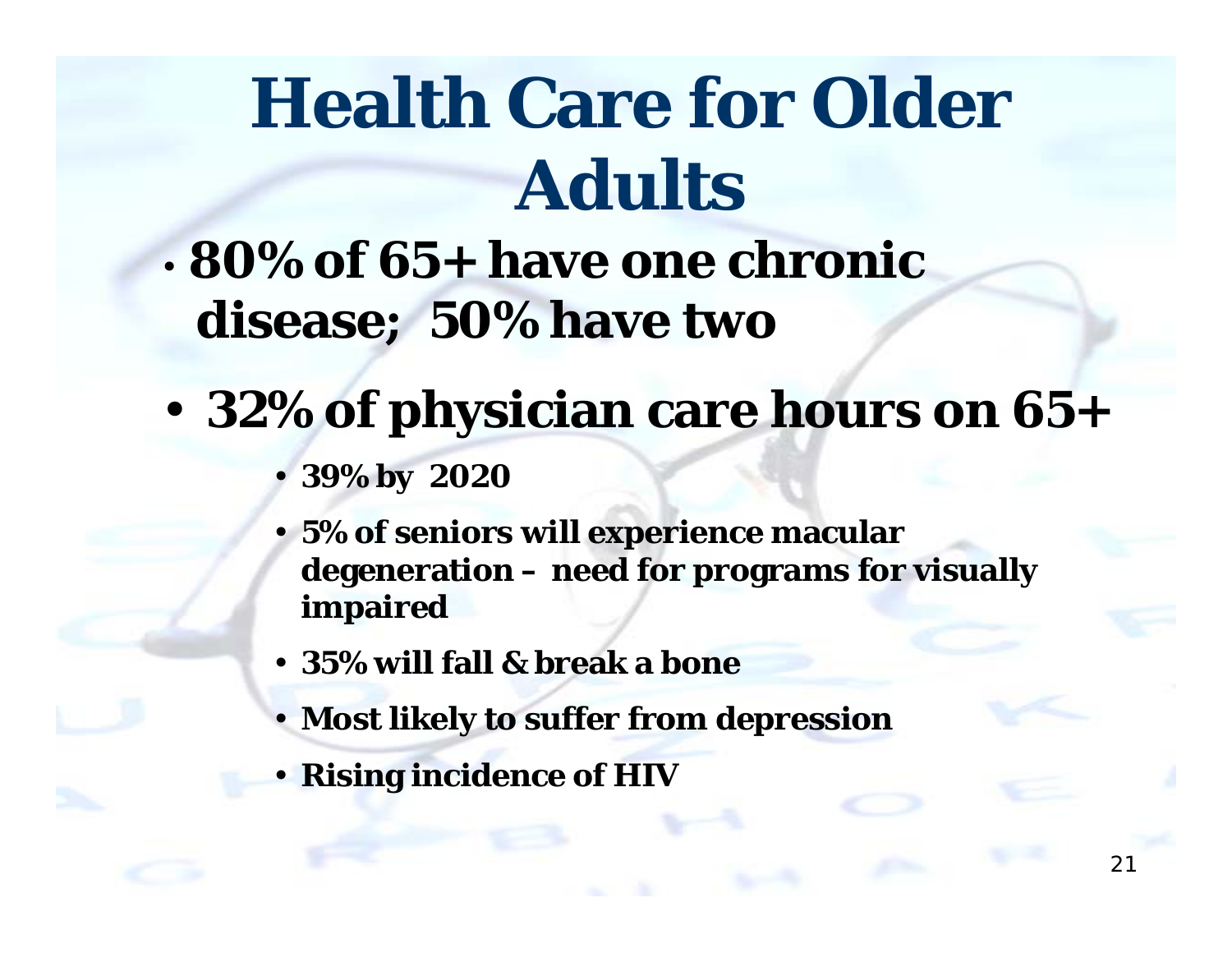# Health Care for Older Adults

- **80% of 65+ have one chronic disease; 50% have two**
- **32% of physician care hours on 65+**
  - **39% by 2020**
  - **5% of seniors will experience macular degeneration – need for programs for visually impaired**
  - **35% will fall & break a bone**
  - **Most likely to suffer from depression**
  - **Rising incidence of HIV**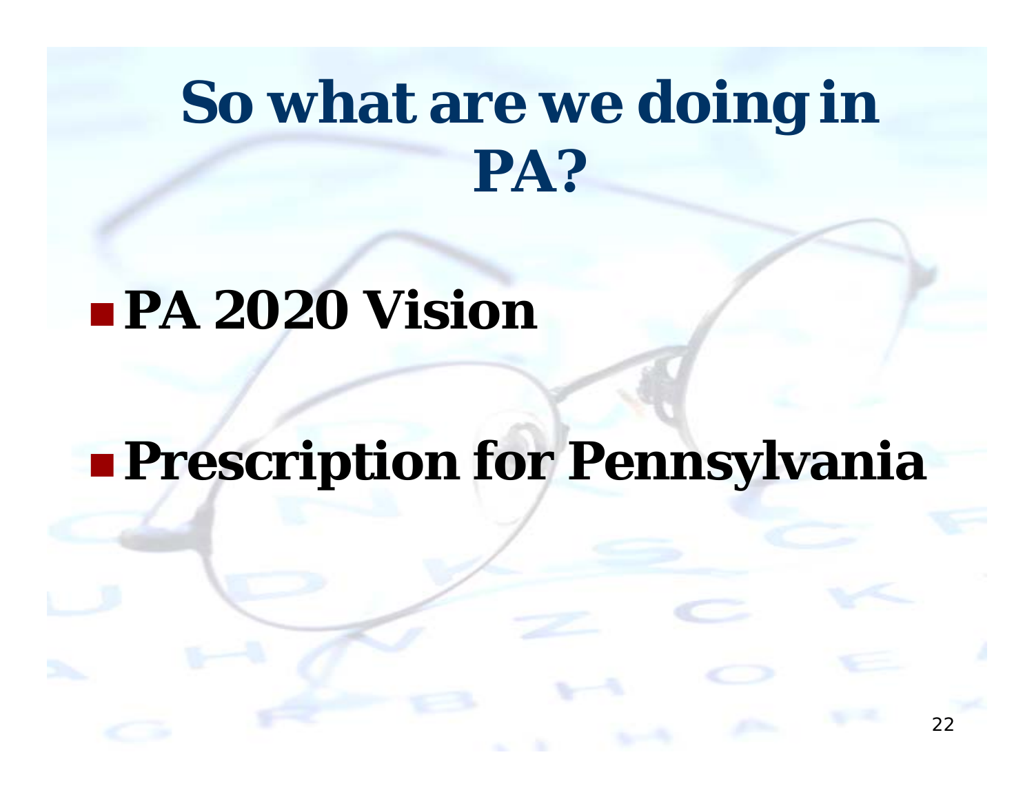# So what are we doing in PA?

- **PA 2020 Vision**
- **Prescription for Pennsylvania**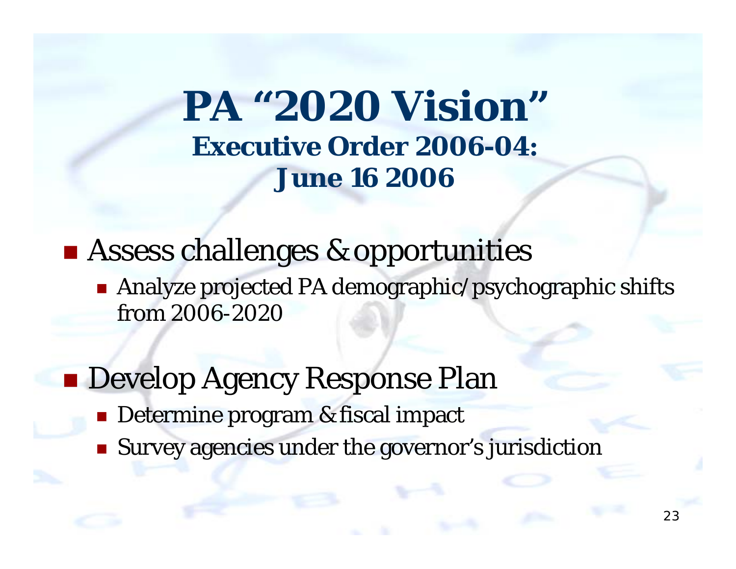# PA "2020 Vision"

## Executive Order 2006-04: June 16 2006

- Assess challenges & opportunities
  - Analyze projected PA demographic/psychographic shifts from 2006-2020
- Develop Agency Response Plan
  - Determine program & fiscal impact
  - Survey agencies under the governor's jurisdiction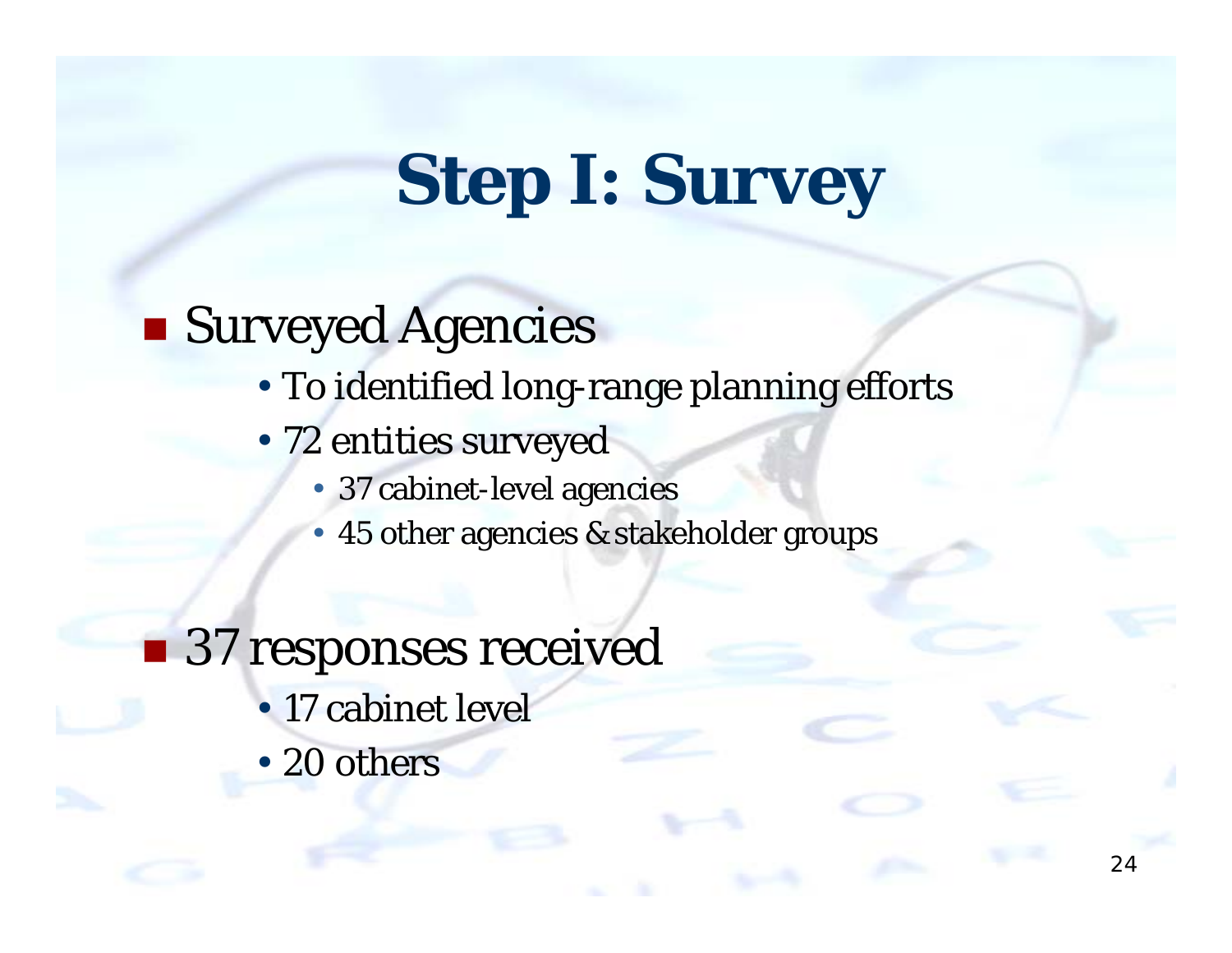# Step I: Survey

- Surveyed Agencies
  - To identified long-range planning efforts
  - 72 entities surveyed
    - 37 cabinet-level agencies
    - 45 other agencies & stakeholder groups
- 37 responses received
  - 17 cabinet level
  - 20 others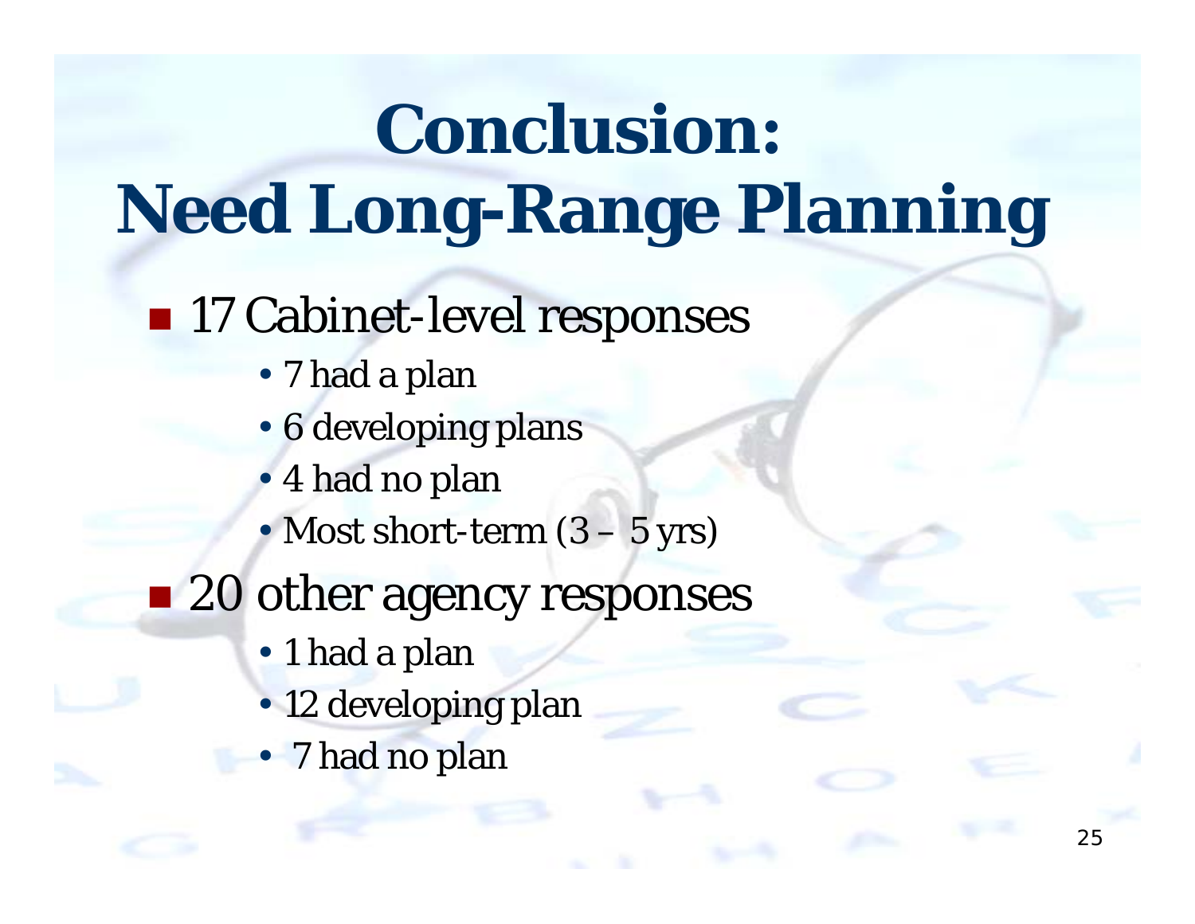# Conclusion: Need Long-Range Planning

- 17 Cabinet-level responses
  - 7 had a plan
  - 6 developing plans
  - 4 had no plan
  - Most short-term (3 – 5 yrs)
- 20 other agency responses
  - 1 had a plan
  - 12 developing plan
  - 7 had no plan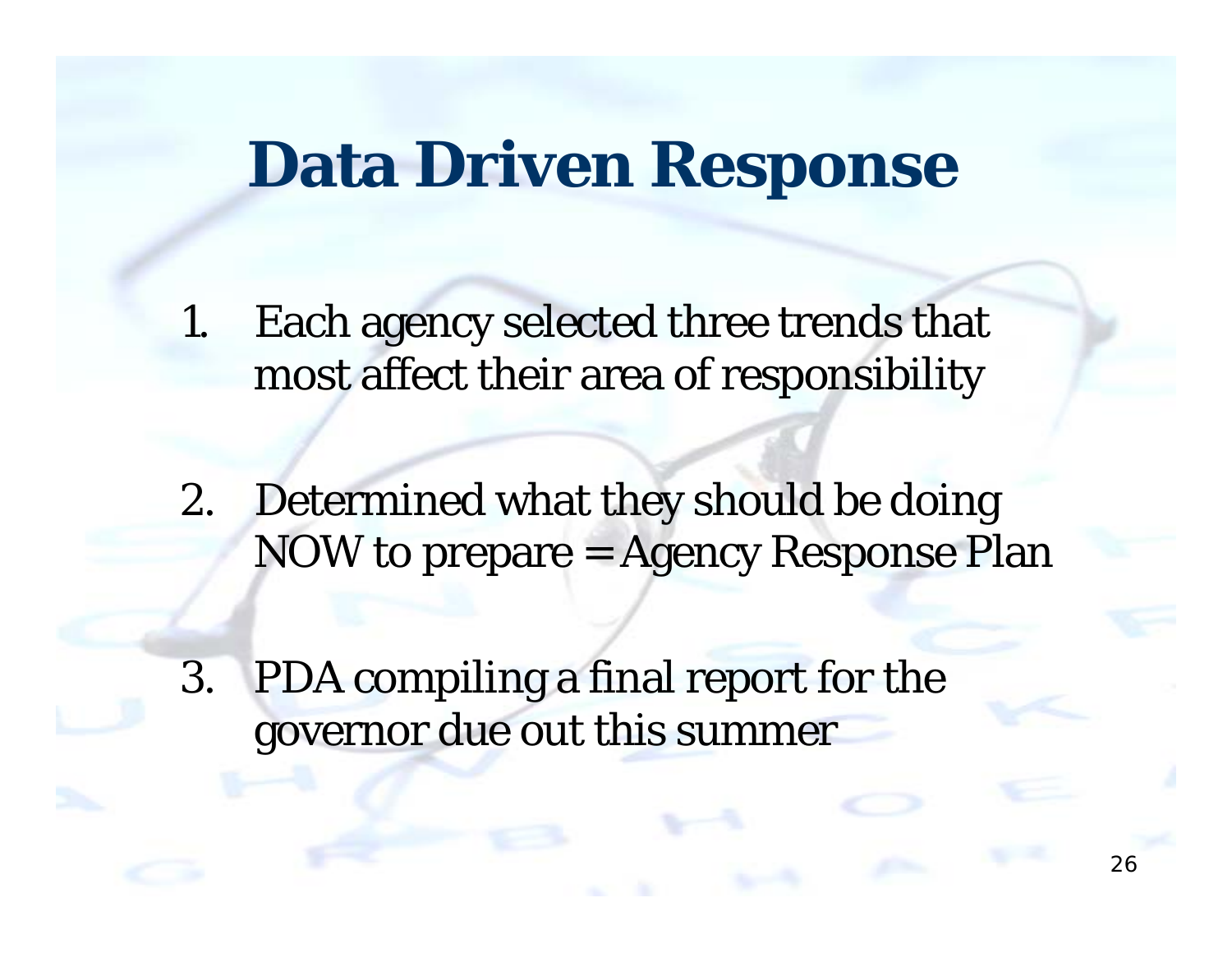# Data Driven Response

1. Each agency selected three trends that most affect their area of responsibility

2. Determined what they should be doing NOW to prepare = Agency Response Plan

3. PDA compiling a final report for the governor due out this summer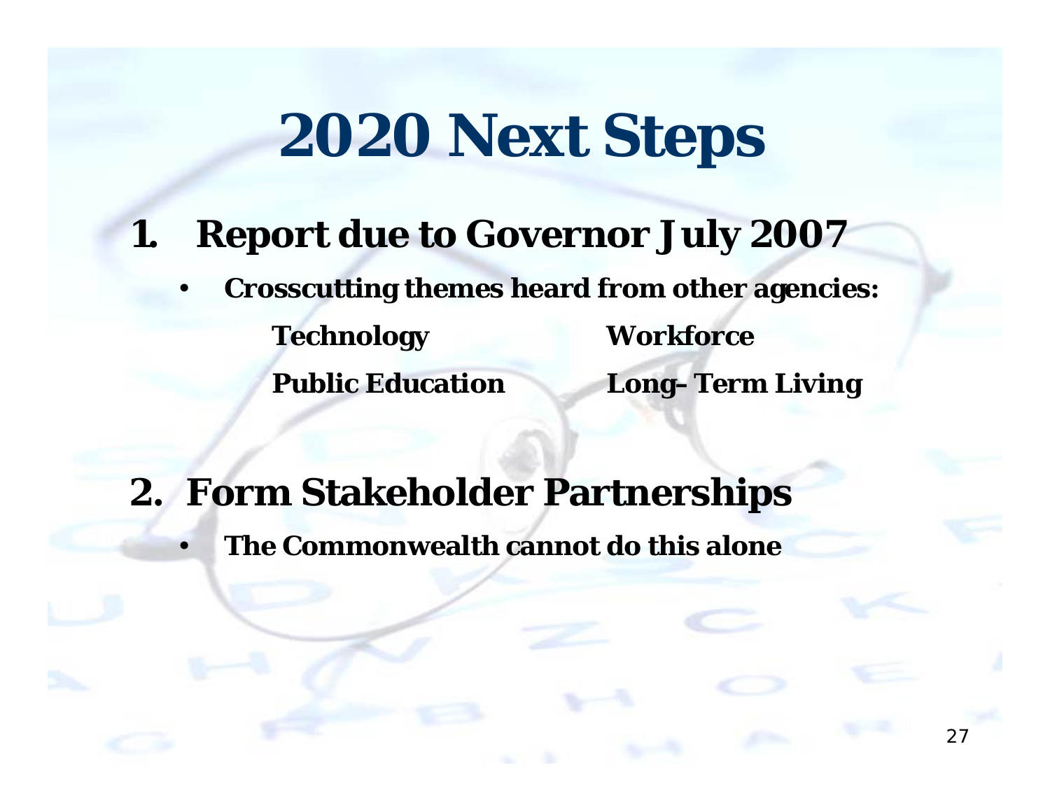# 2020 Next Steps

1. **Report due to Governor July 2007**
   - **Crosscutting themes heard from other agencies:**

     **Technology** **Workforce**

     **Public Education** **Long–Term Living**

2. **Form Stakeholder Partnerships**
   - **The Commonwealth cannot do this alone**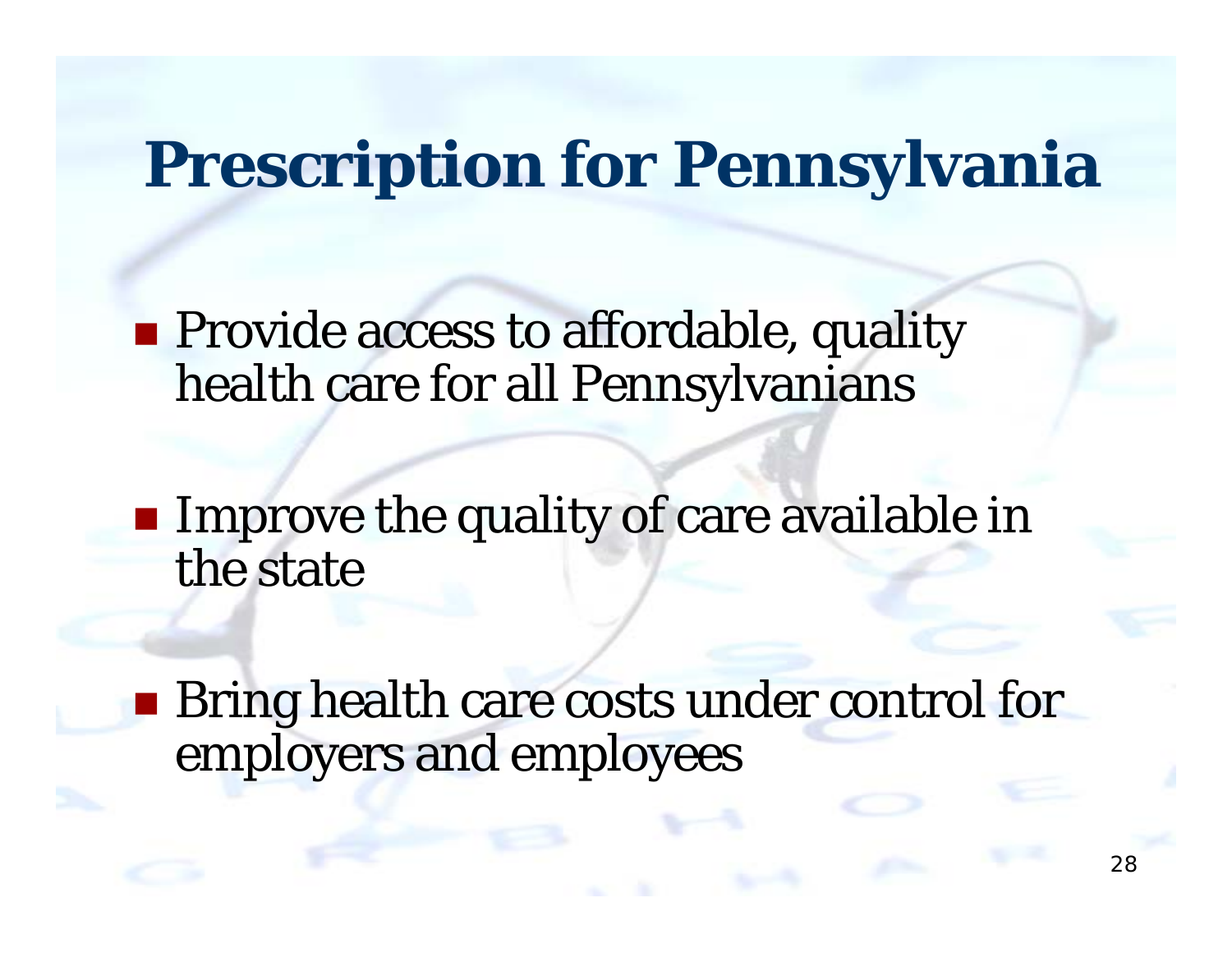# Prescription for Pennsylvania

- Provide access to affordable, quality health care for all Pennsylvanians
- Improve the quality of care available in the state
- Bring health care costs under control for employers and employees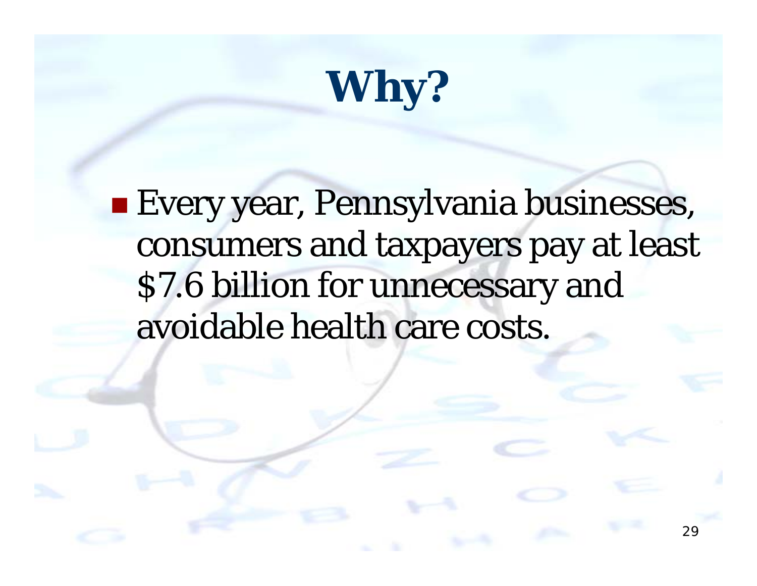# Why?

- Every year, Pennsylvania businesses, consumers and taxpayers pay at least $7.6 billion for unnecessary and avoidable health care costs.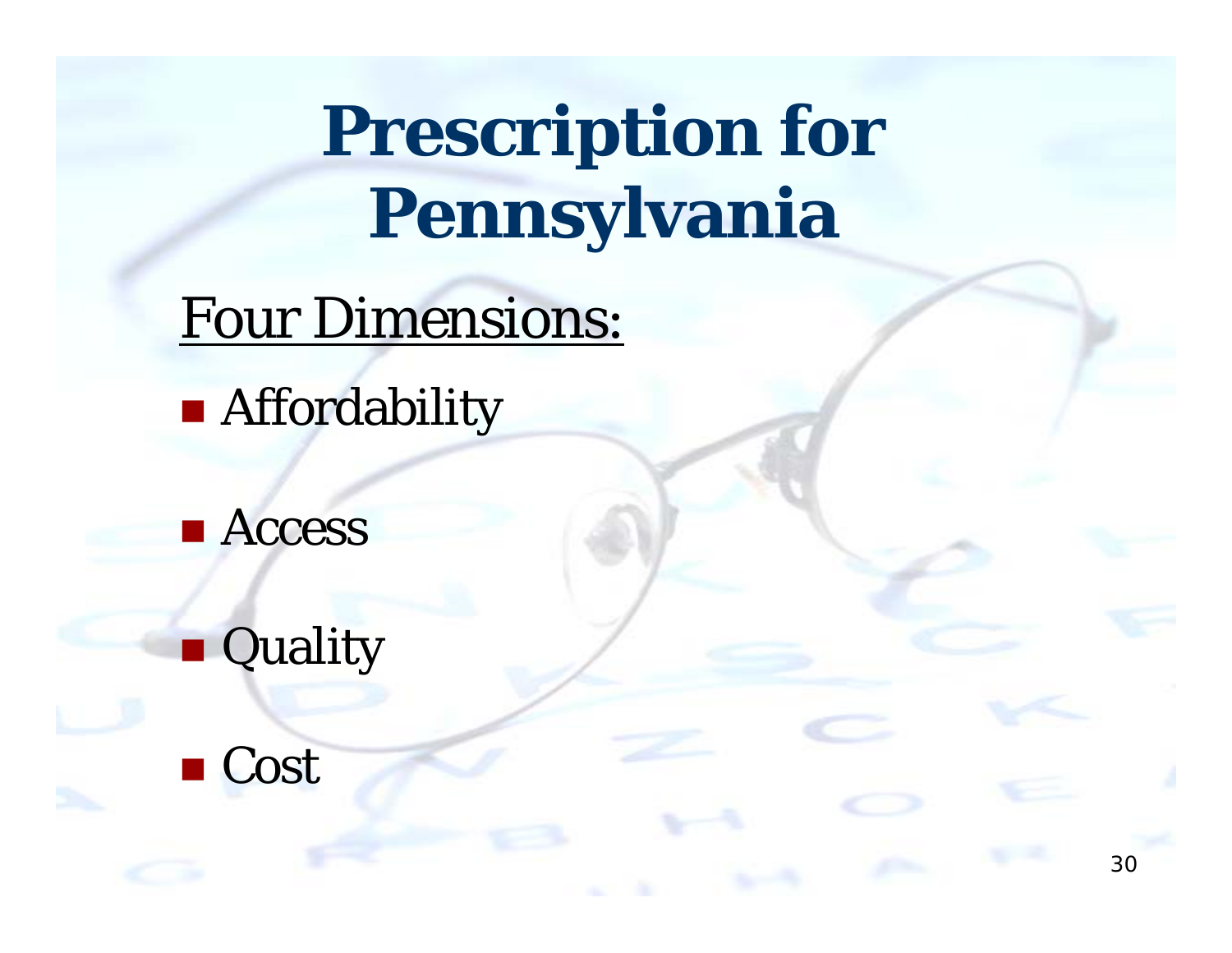# Prescription for Pennsylvania

Four Dimensions:

- Affordability
- Access
- Quality
- Cost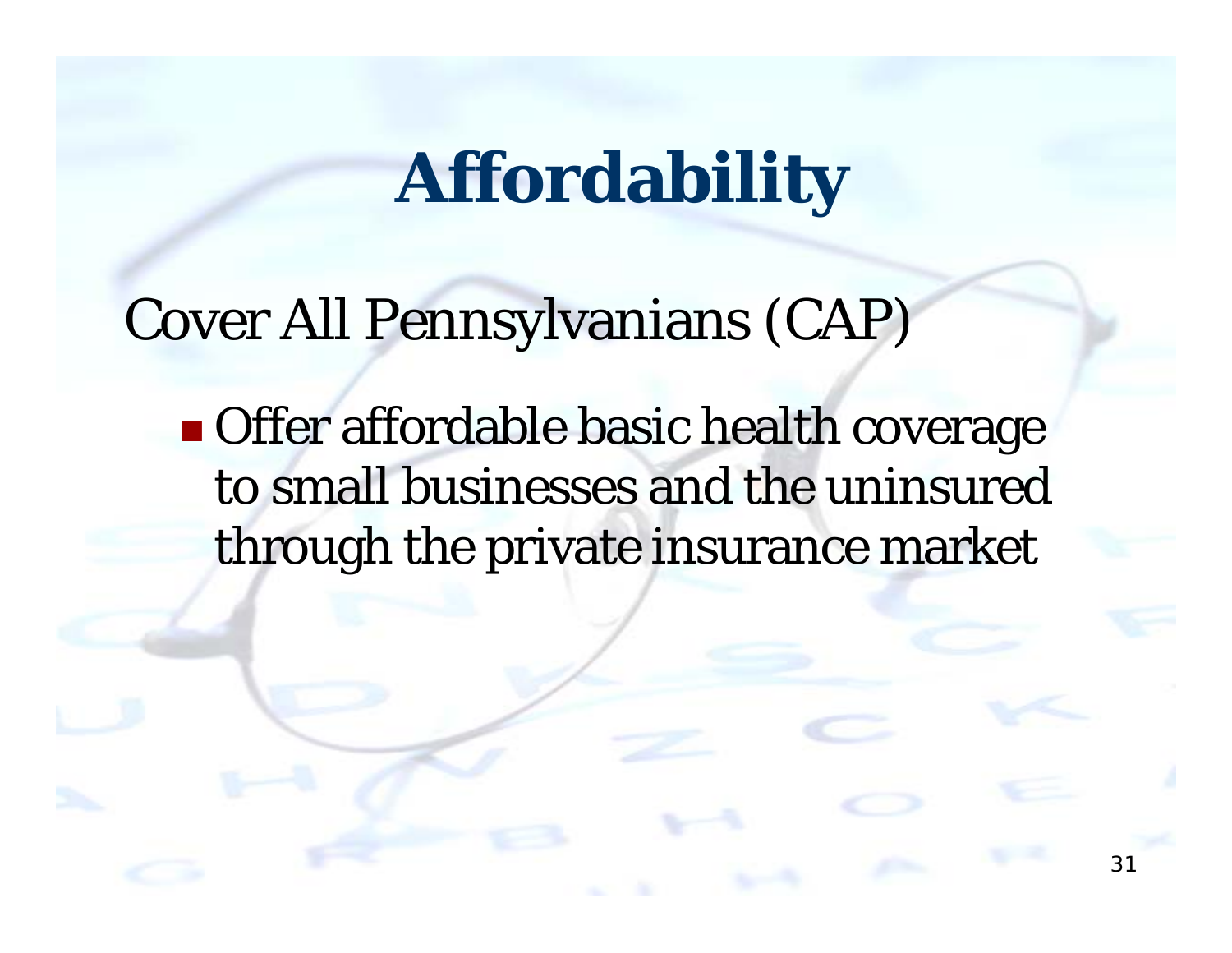# Affordability

Cover All Pennsylvanians (CAP)

- Offer affordable basic health coverage to small businesses and the uninsured through the private insurance market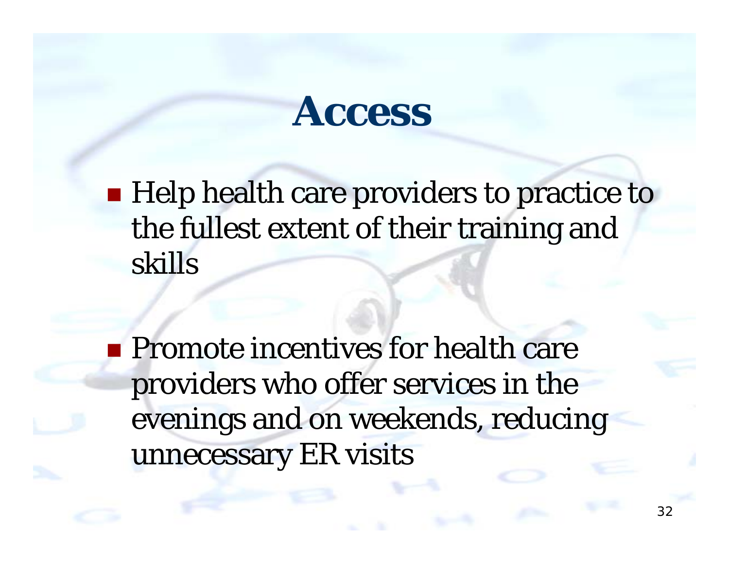# Access

- Help health care providers to practice to the fullest extent of their training and skills

- Promote incentives for health care providers who offer services in the evenings and on weekends, reducing unnecessary ER visits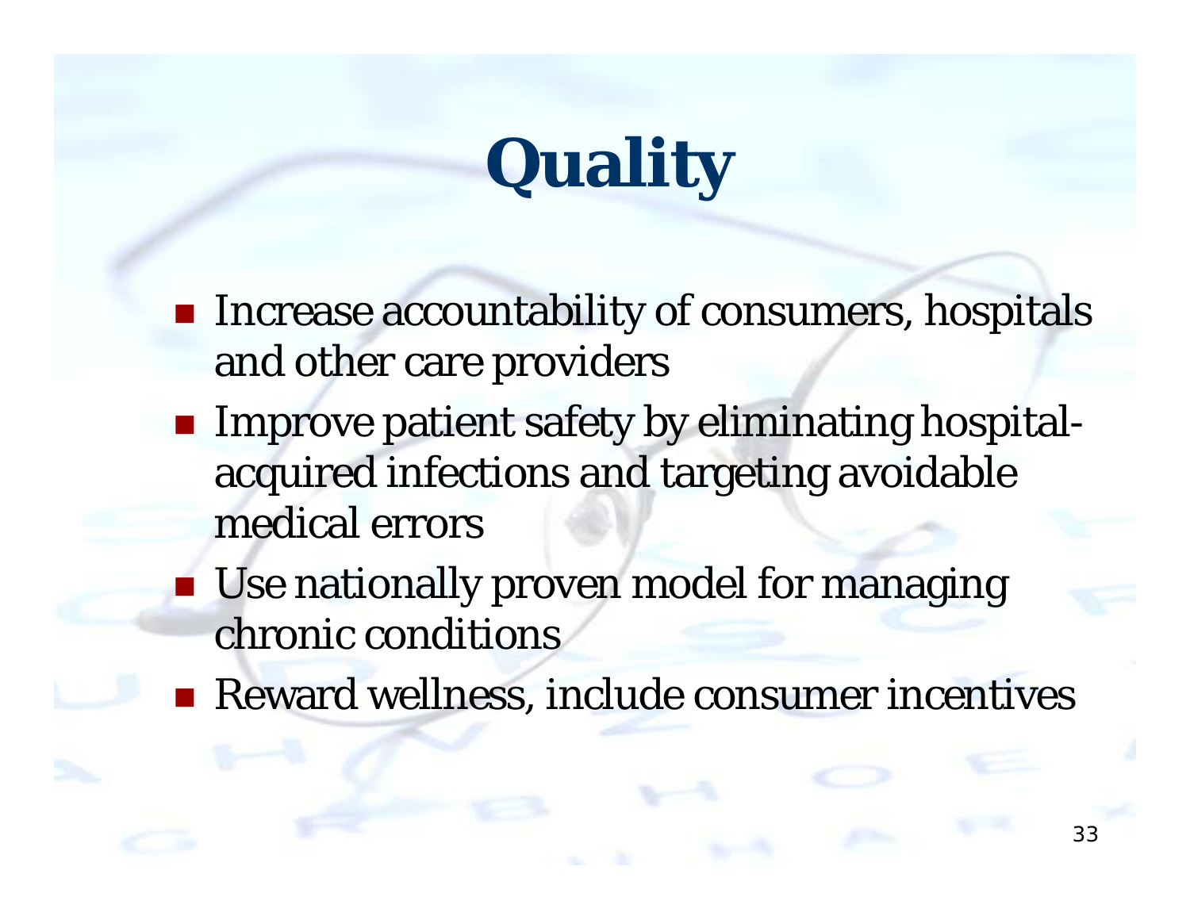# Quality

- Increase accountability of consumers, hospitals and other care providers
- Improve patient safety by eliminating hospital-acquired infections and targeting avoidable medical errors
- Use nationally proven model for managing chronic conditions
- Reward wellness, include consumer incentives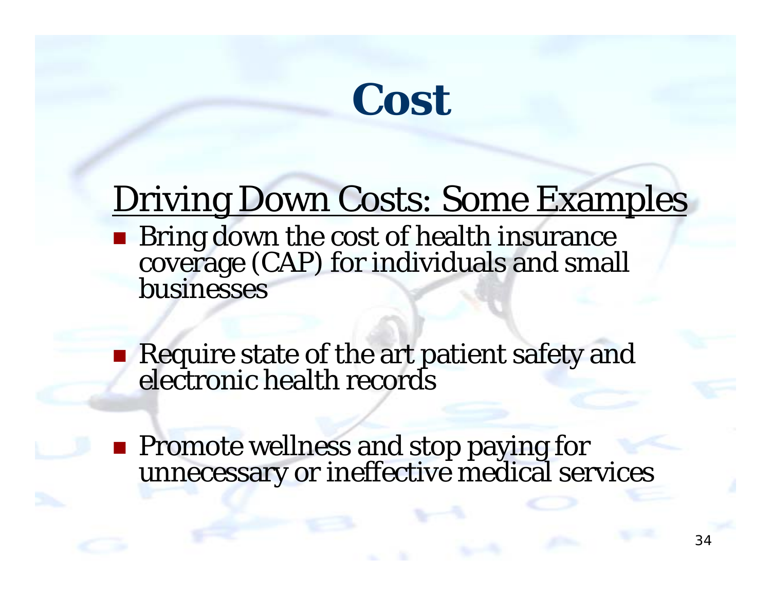# Cost

## Driving Down Costs: Some Examples

- Bring down the cost of health insurance coverage (CAP) for individuals and small businesses
- Require state of the art patient safety and electronic health records
- Promote wellness and stop paying for unnecessary or ineffective medical services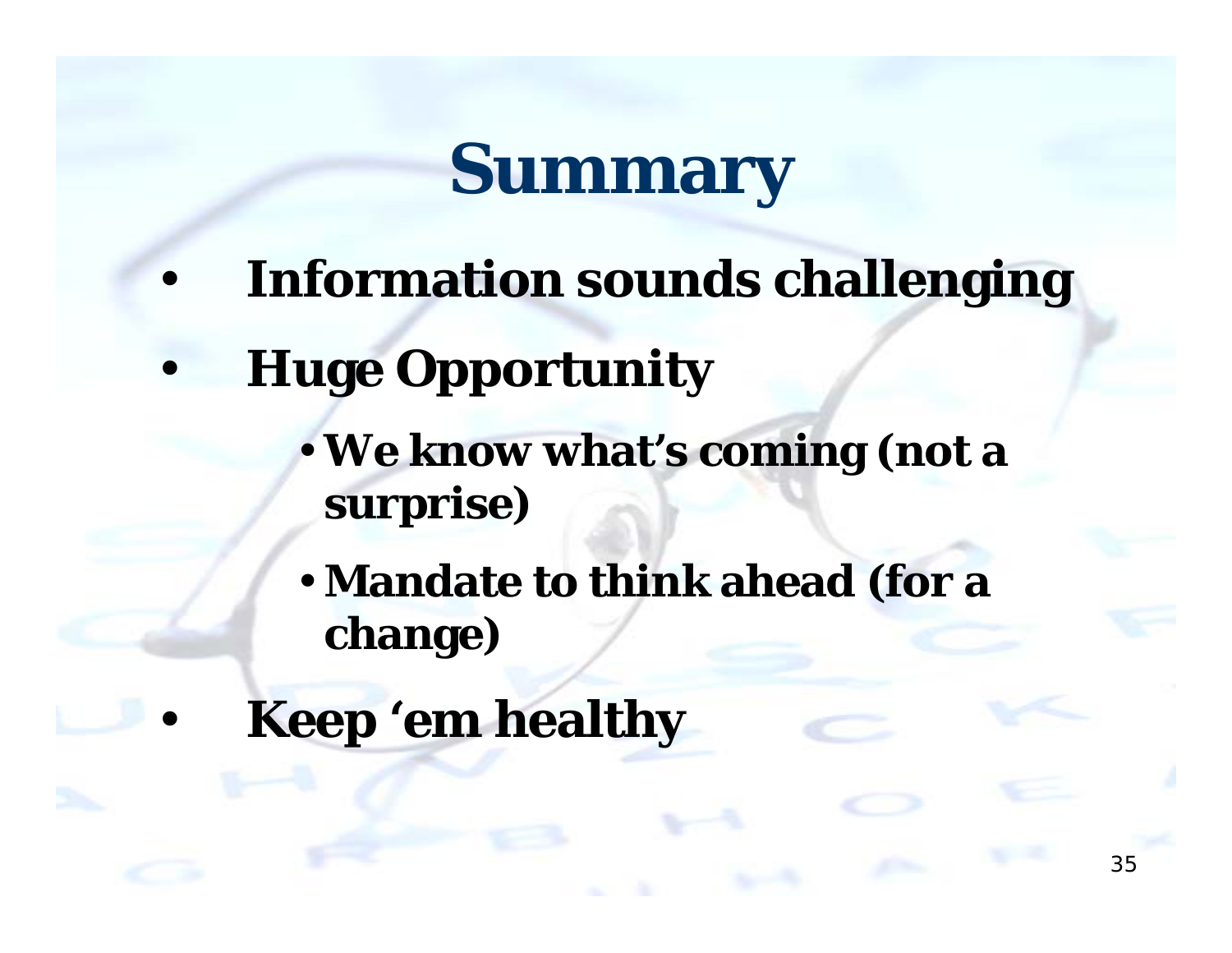# Summary

- Information sounds challenging
- Huge Opportunity
  - We know what's coming (not a surprise)
  - Mandate to think ahead (for a change)
- Keep 'em healthy